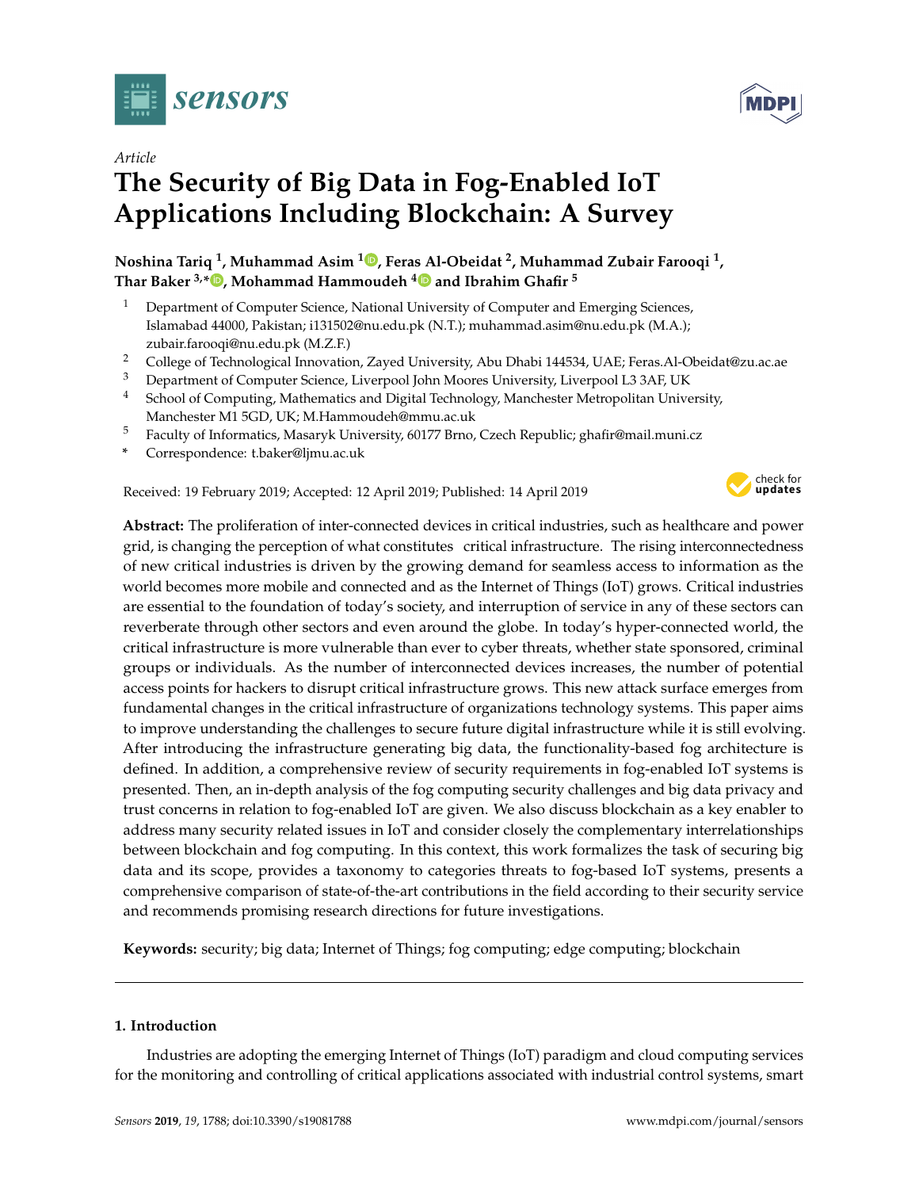*Article*

# The Security of Big Data in Fog-Enabled IoT Applications Including Blockchain: A Survey

**Noshina Tariq [1], Muhammad Asim [1], Feras Al-Obeidat [2], Muhammad Zubair Farooqi [1], Thar Baker [3,*], Mohammad Hammoudeh [4] and Ibrahim Ghafir [5]**

1. Department of Computer Science, National University of Computer and Emerging Sciences, Islamabad 44000, Pakistan; i131502@nu.edu.pk (N.T.); muhammad.asim@nu.edu.pk (M.A.); zubair.farooqi@nu.edu.pk (M.Z.F.)
2. College of Technological Innovation, Zayed University, Abu Dhabi 144534, UAE; Feras.Al-Obeidat@zu.ac.ae
3. Department of Computer Science, Liverpool John Moores University, Liverpool L3 3AF, UK
4. School of Computing, Mathematics and Digital Technology, Manchester Metropolitan University, Manchester M1 5GD, UK; M.Hammoudeh@mmu.ac.uk
5. Faculty of Informatics, Masaryk University, 60177 Brno, Czech Republic; ghafir@mail.muni.cz

\* Correspondence: t.baker@ljmu.ac.uk

Received: 19 February 2019; Accepted: 12 April 2019; Published: 14 April 2019

**Abstract:** The proliferation of inter-connected devices in critical industries, such as healthcare and power grid, is changing the perception of what constitutes critical infrastructure. The rising interconnectedness of new critical industries is driven by the growing demand for seamless access to information as the world becomes more mobile and connected and as the Internet of Things (IoT) grows. Critical industries are essential to the foundation of today's society, and interruption of service in any of these sectors can reverberate through other sectors and even around the globe. In today's hyper-connected world, the critical infrastructure is more vulnerable than ever to cyber threats, whether state sponsored, criminal groups or individuals. As the number of interconnected devices increases, the number of potential access points for hackers to disrupt critical infrastructure grows. This new attack surface emerges from fundamental changes in the critical infrastructure of organizations technology systems. This paper aims to improve understanding the challenges to secure future digital infrastructure while it is still evolving. After introducing the infrastructure generating big data, the functionality-based fog architecture is defined. In addition, a comprehensive review of security requirements in fog-enabled IoT systems is presented. Then, an in-depth analysis of the fog computing security challenges and big data privacy and trust concerns in relation to fog-enabled IoT are given. We also discuss blockchain as a key enabler to address many security related issues in IoT and consider closely the complementary interrelationships between blockchain and fog computing. In this context, this work formalizes the task of securing big data and its scope, provides a taxonomy to categories threats to fog-based IoT systems, presents a comprehensive comparison of state-of-the-art contributions in the field according to their security service and recommends promising research directions for future investigations.

**Keywords:** security; big data; Internet of Things; fog computing; edge computing; blockchain

## 1. Introduction

Industries are adopting the emerging Internet of Things (IoT) paradigm and cloud computing services for the monitoring and controlling of critical applications associated with industrial control systems, smart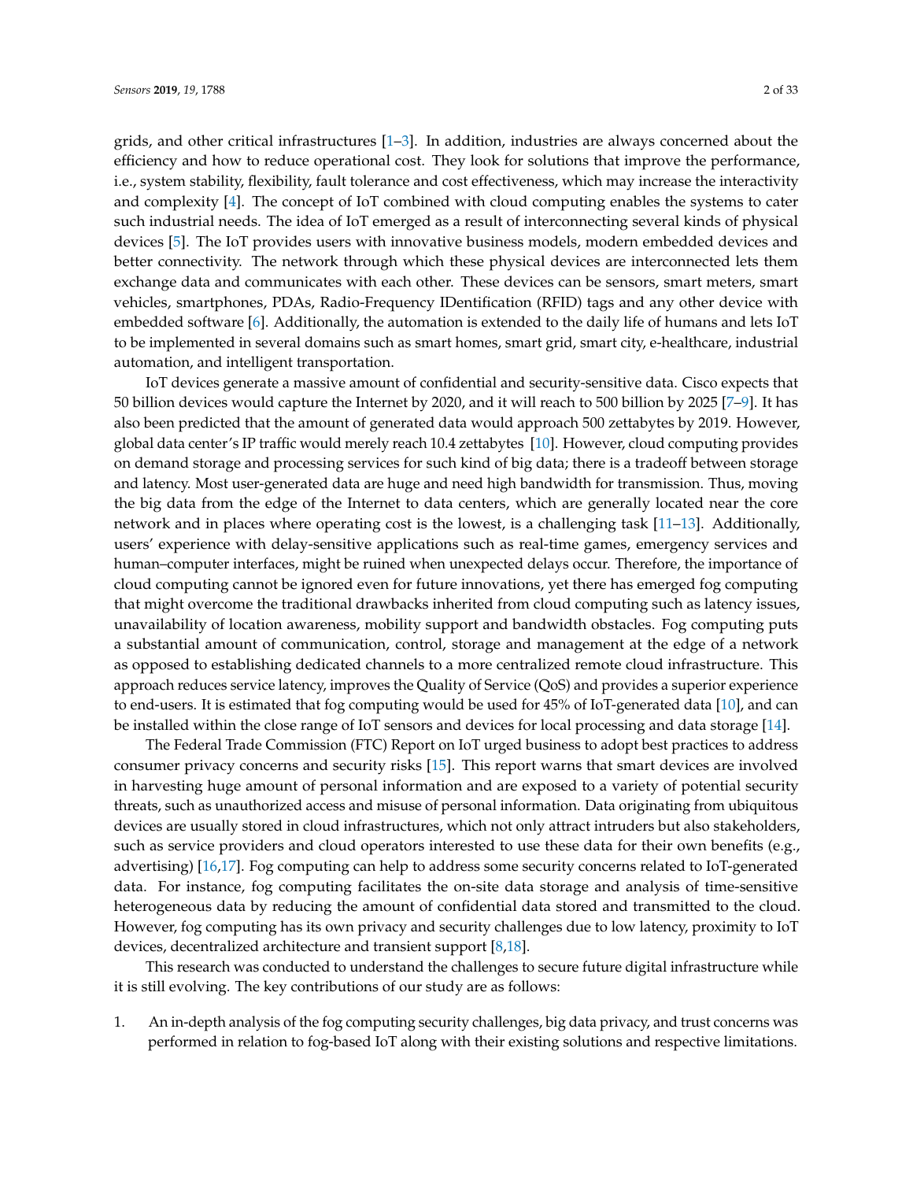grids, and other critical infrastructures [1–3]. In addition, industries are always concerned about the efficiency and how to reduce operational cost. They look for solutions that improve the performance, i.e., system stability, flexibility, fault tolerance and cost effectiveness, which may increase the interactivity and complexity [4]. The concept of IoT combined with cloud computing enables the systems to cater such industrial needs. The idea of IoT emerged as a result of interconnecting several kinds of physical devices [5]. The IoT provides users with innovative business models, modern embedded devices and better connectivity. The network through which these physical devices are interconnected lets them exchange data and communicates with each other. These devices can be sensors, smart meters, smart vehicles, smartphones, PDAs, Radio-Frequency IDentification (RFID) tags and any other device with embedded software [6]. Additionally, the automation is extended to the daily life of humans and lets IoT to be implemented in several domains such as smart homes, smart grid, smart city, e-healthcare, industrial automation, and intelligent transportation.

IoT devices generate a massive amount of confidential and security-sensitive data. Cisco expects that 50 billion devices would capture the Internet by 2020, and it will reach to 500 billion by 2025 [7–9]. It has also been predicted that the amount of generated data would approach 500 zettabytes by 2019. However, global data center's IP traffic would merely reach 10.4 zettabytes [10]. However, cloud computing provides on demand storage and processing services for such kind of big data; there is a tradeoff between storage and latency. Most user-generated data are huge and need high bandwidth for transmission. Thus, moving the big data from the edge of the Internet to data centers, which are generally located near the core network and in places where operating cost is the lowest, is a challenging task [11–13]. Additionally, users' experience with delay-sensitive applications such as real-time games, emergency services and human–computer interfaces, might be ruined when unexpected delays occur. Therefore, the importance of cloud computing cannot be ignored even for future innovations, yet there has emerged fog computing that might overcome the traditional drawbacks inherited from cloud computing such as latency issues, unavailability of location awareness, mobility support and bandwidth obstacles. Fog computing puts a substantial amount of communication, control, storage and management at the edge of a network as opposed to establishing dedicated channels to a more centralized remote cloud infrastructure. This approach reduces service latency, improves the Quality of Service (QoS) and provides a superior experience to end-users. It is estimated that fog computing would be used for 45% of IoT-generated data [10], and can be installed within the close range of IoT sensors and devices for local processing and data storage [14].

The Federal Trade Commission (FTC) Report on IoT urged business to adopt best practices to address consumer privacy concerns and security risks [15]. This report warns that smart devices are involved in harvesting huge amount of personal information and are exposed to a variety of potential security threats, such as unauthorized access and misuse of personal information. Data originating from ubiquitous devices are usually stored in cloud infrastructures, which not only attract intruders but also stakeholders, such as service providers and cloud operators interested to use these data for their own benefits (e.g., advertising) [16,17]. Fog computing can help to address some security concerns related to IoT-generated data. For instance, fog computing facilitates the on-site data storage and analysis of time-sensitive heterogeneous data by reducing the amount of confidential data stored and transmitted to the cloud. However, fog computing has its own privacy and security challenges due to low latency, proximity to IoT devices, decentralized architecture and transient support [8,18].

This research was conducted to understand the challenges to secure future digital infrastructure while it is still evolving. The key contributions of our study are as follows:

1. An in-depth analysis of the fog computing security challenges, big data privacy, and trust concerns was performed in relation to fog-based IoT along with their existing solutions and respective limitations.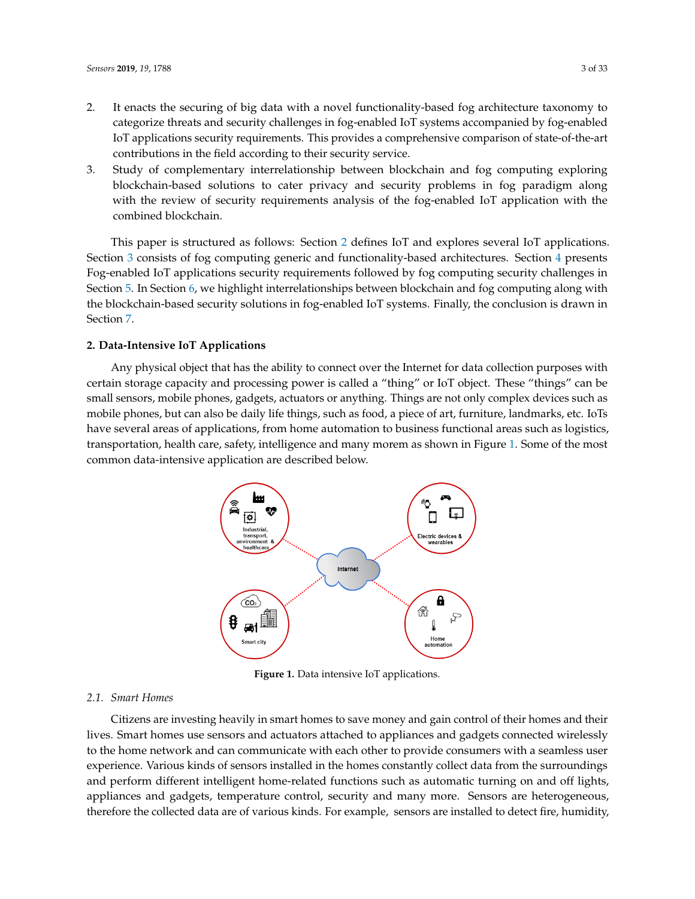2. It enacts the securing of big data with a novel functionality-based fog architecture taxonomy to categorize threats and security challenges in fog-enabled IoT systems accompanied by fog-enabled IoT applications security requirements. This provides a comprehensive comparison of state-of-the-art contributions in the field according to their security service.
3. Study of complementary interrelationship between blockchain and fog computing exploring blockchain-based solutions to cater privacy and security problems in fog paradigm along with the review of security requirements analysis of the fog-enabled IoT application with the combined blockchain.

This paper is structured as follows: Section 2 defines IoT and explores several IoT applications. Section 3 consists of fog computing generic and functionality-based architectures. Section 4 presents Fog-enabled IoT applications security requirements followed by fog computing security challenges in Section 5. In Section 6, we highlight interrelationships between blockchain and fog computing along with the blockchain-based security solutions in fog-enabled IoT systems. Finally, the conclusion is drawn in Section 7.

## 2. Data-Intensive IoT Applications

Any physical object that has the ability to connect over the Internet for data collection purposes with certain storage capacity and processing power is called a "thing" or IoT object. These "things" can be small sensors, mobile phones, gadgets, actuators or anything. Things are not only complex devices such as mobile phones, but can also be daily life things, such as food, a piece of art, furniture, landmarks, etc. IoTs have several areas of applications, from home automation to business functional areas such as logistics, transportation, health care, safety, intelligence and many morem as shown in Figure 1. Some of the most common data-intensive application are described below.

**Figure 1.** Data intensive IoT applications.

### 2.1. Smart Homes

Citizens are investing heavily in smart homes to save money and gain control of their homes and their lives. Smart homes use sensors and actuators attached to appliances and gadgets connected wirelessly to the home network and can communicate with each other to provide consumers with a seamless user experience. Various kinds of sensors installed in the homes constantly collect data from the surroundings and perform different intelligent home-related functions such as automatic turning on and off lights, appliances and gadgets, temperature control, security and many more. Sensors are heterogeneous, therefore the collected data are of various kinds. For example, sensors are installed to detect fire, humidity,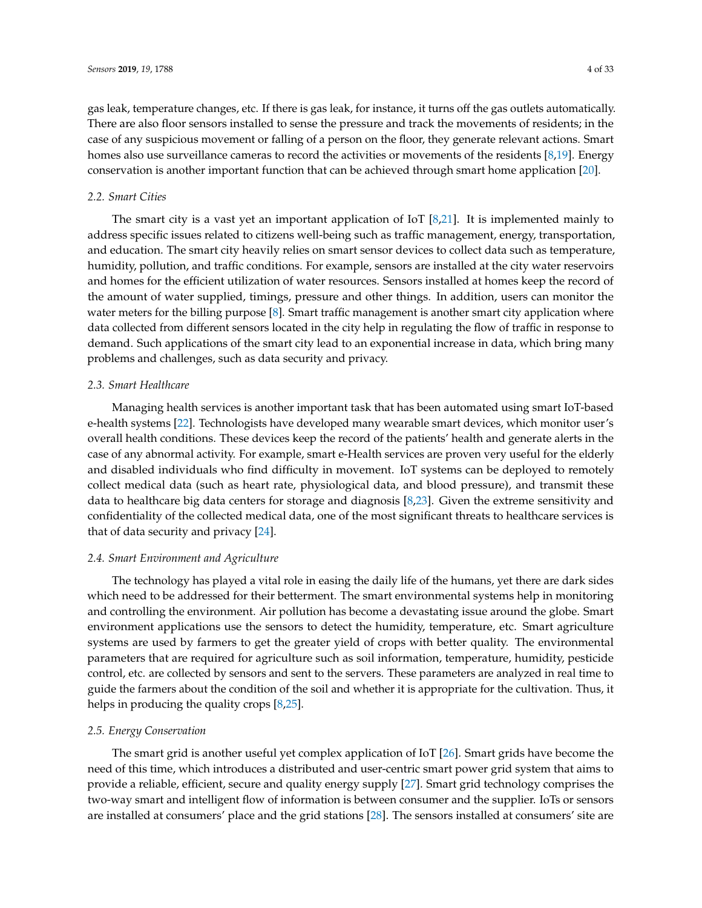gas leak, temperature changes, etc. If there is gas leak, for instance, it turns off the gas outlets automatically. There are also floor sensors installed to sense the pressure and track the movements of residents; in the case of any suspicious movement or falling of a person on the floor, they generate relevant actions. Smart homes also use surveillance cameras to record the activities or movements of the residents [8,19]. Energy conservation is another important function that can be achieved through smart home application [20].

### 2.2. Smart Cities

The smart city is a vast yet an important application of IoT [8,21]. It is implemented mainly to address specific issues related to citizens well-being such as traffic management, energy, transportation, and education. The smart city heavily relies on smart sensor devices to collect data such as temperature, humidity, pollution, and traffic conditions. For example, sensors are installed at the city water reservoirs and homes for the efficient utilization of water resources. Sensors installed at homes keep the record of the amount of water supplied, timings, pressure and other things. In addition, users can monitor the water meters for the billing purpose [8]. Smart traffic management is another smart city application where data collected from different sensors located in the city help in regulating the flow of traffic in response to demand. Such applications of the smart city lead to an exponential increase in data, which bring many problems and challenges, such as data security and privacy.

### 2.3. Smart Healthcare

Managing health services is another important task that has been automated using smart IoT-based e-health systems [22]. Technologists have developed many wearable smart devices, which monitor user's overall health conditions. These devices keep the record of the patients' health and generate alerts in the case of any abnormal activity. For example, smart e-Health services are proven very useful for the elderly and disabled individuals who find difficulty in movement. IoT systems can be deployed to remotely collect medical data (such as heart rate, physiological data, and blood pressure), and transmit these data to healthcare big data centers for storage and diagnosis [8,23]. Given the extreme sensitivity and confidentiality of the collected medical data, one of the most significant threats to healthcare services is that of data security and privacy [24].

### 2.4. Smart Environment and Agriculture

The technology has played a vital role in easing the daily life of the humans, yet there are dark sides which need to be addressed for their betterment. The smart environmental systems help in monitoring and controlling the environment. Air pollution has become a devastating issue around the globe. Smart environment applications use the sensors to detect the humidity, temperature, etc. Smart agriculture systems are used by farmers to get the greater yield of crops with better quality. The environmental parameters that are required for agriculture such as soil information, temperature, humidity, pesticide control, etc. are collected by sensors and sent to the servers. These parameters are analyzed in real time to guide the farmers about the condition of the soil and whether it is appropriate for the cultivation. Thus, it helps in producing the quality crops [8,25].

### 2.5. Energy Conservation

The smart grid is another useful yet complex application of IoT [26]. Smart grids have become the need of this time, which introduces a distributed and user-centric smart power grid system that aims to provide a reliable, efficient, secure and quality energy supply [27]. Smart grid technology comprises the two-way smart and intelligent flow of information is between consumer and the supplier. IoTs or sensors are installed at consumers' place and the grid stations [28]. The sensors installed at consumers' site are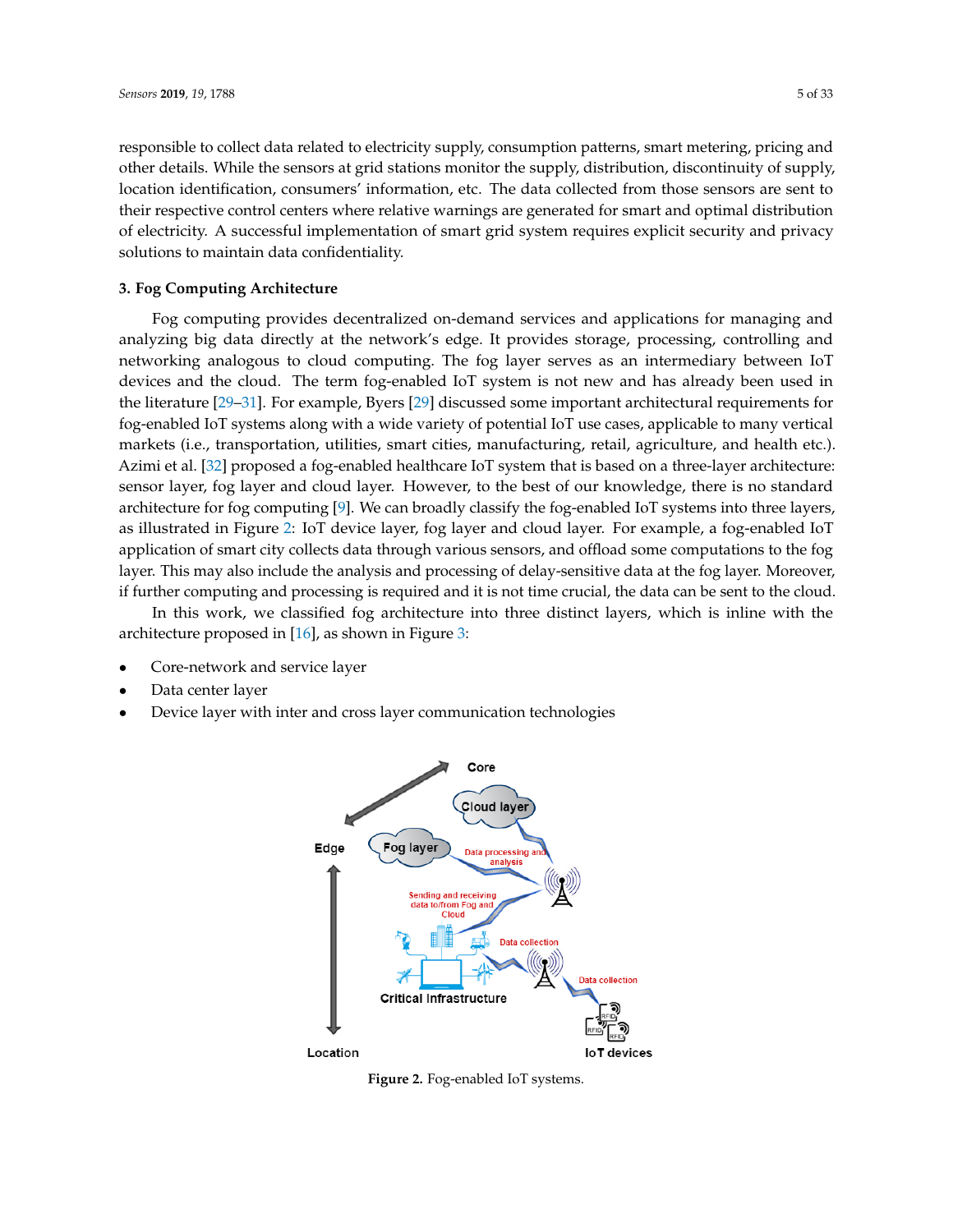responsible to collect data related to electricity supply, consumption patterns, smart metering, pricing and other details. While the sensors at grid stations monitor the supply, distribution, discontinuity of supply, location identification, consumers' information, etc. The data collected from those sensors are sent to their respective control centers where relative warnings are generated for smart and optimal distribution of electricity. A successful implementation of smart grid system requires explicit security and privacy solutions to maintain data confidentiality.

## 3. Fog Computing Architecture

Fog computing provides decentralized on-demand services and applications for managing and analyzing big data directly at the network's edge. It provides storage, processing, controlling and networking analogous to cloud computing. The fog layer serves as an intermediary between IoT devices and the cloud. The term fog-enabled IoT system is not new and has already been used in the literature [29–31]. For example, Byers [29] discussed some important architectural requirements for fog-enabled IoT systems along with a wide variety of potential IoT use cases, applicable to many vertical markets (i.e., transportation, utilities, smart cities, manufacturing, retail, agriculture, and health etc.). Azimi et al. [32] proposed a fog-enabled healthcare IoT system that is based on a three-layer architecture: sensor layer, fog layer and cloud layer. However, to the best of our knowledge, there is no standard architecture for fog computing [9]. We can broadly classify the fog-enabled IoT systems into three layers, as illustrated in Figure 2: IoT device layer, fog layer and cloud layer. For example, a fog-enabled IoT application of smart city collects data through various sensors, and offload some computations to the fog layer. This may also include the analysis and processing of delay-sensitive data at the fog layer. Moreover, if further computing and processing is required and it is not time crucial, the data can be sent to the cloud.

In this work, we classified fog architecture into three distinct layers, which is inline with the architecture proposed in [16], as shown in Figure 3:

- Core-network and service layer
- Data center layer
- Device layer with inter and cross layer communication technologies

**Figure 2.** Fog-enabled IoT systems.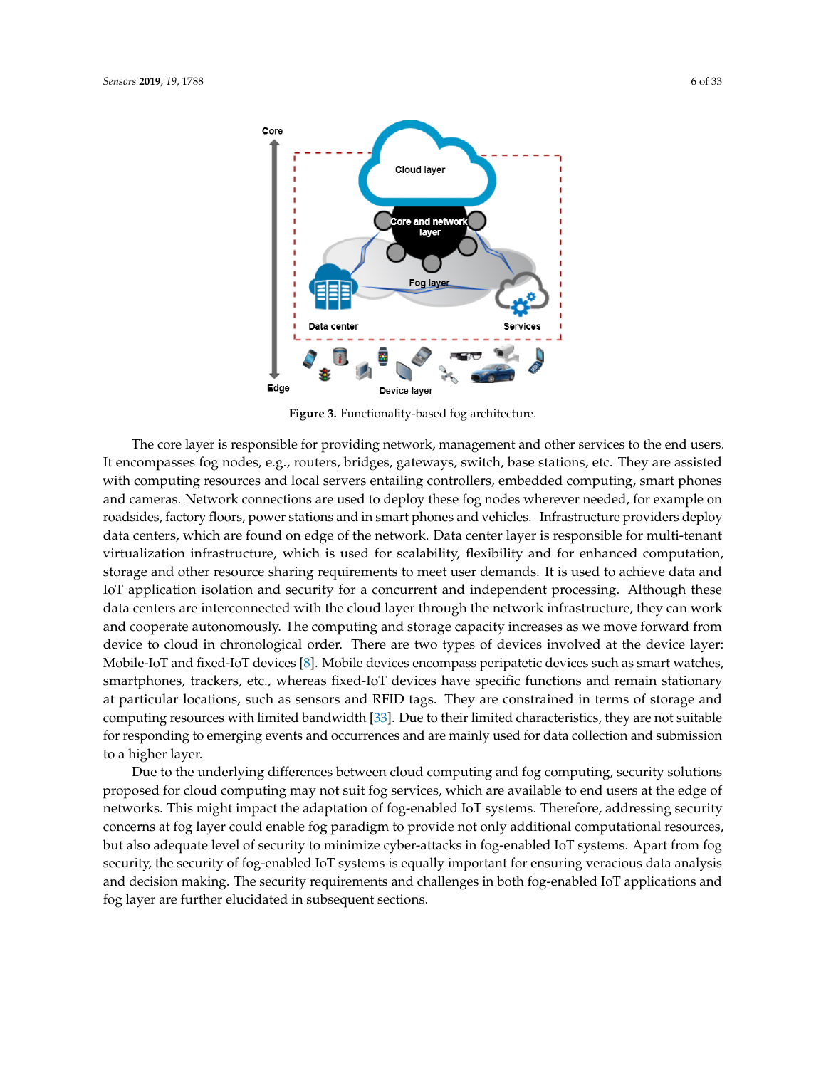Figure 3. Functionality-based fog architecture.

The core layer is responsible for providing network, management and other services to the end users. It encompasses fog nodes, e.g., routers, bridges, gateways, switch, base stations, etc. They are assisted with computing resources and local servers entailing controllers, embedded computing, smart phones and cameras. Network connections are used to deploy these fog nodes wherever needed, for example on roadsides, factory floors, power stations and in smart phones and vehicles. Infrastructure providers deploy data centers, which are found on edge of the network. Data center layer is responsible for multi-tenant virtualization infrastructure, which is used for scalability, flexibility and for enhanced computation, storage and other resource sharing requirements to meet user demands. It is used to achieve data and IoT application isolation and security for a concurrent and independent processing. Although these data centers are interconnected with the cloud layer through the network infrastructure, they can work and cooperate autonomously. The computing and storage capacity increases as we move forward from device to cloud in chronological order. There are two types of devices involved at the device layer: Mobile-IoT and fixed-IoT devices [8]. Mobile devices encompass peripatetic devices such as smart watches, smartphones, trackers, etc., whereas fixed-IoT devices have specific functions and remain stationary at particular locations, such as sensors and RFID tags. They are constrained in terms of storage and computing resources with limited bandwidth [33]. Due to their limited characteristics, they are not suitable for responding to emerging events and occurrences and are mainly used for data collection and submission to a higher layer.

Due to the underlying differences between cloud computing and fog computing, security solutions proposed for cloud computing may not suit fog services, which are available to end users at the edge of networks. This might impact the adaptation of fog-enabled IoT systems. Therefore, addressing security concerns at fog layer could enable fog paradigm to provide not only additional computational resources, but also adequate level of security to minimize cyber-attacks in fog-enabled IoT systems. Apart from fog security, the security of fog-enabled IoT systems is equally important for ensuring veracious data analysis and decision making. The security requirements and challenges in both fog-enabled IoT applications and fog layer are further elucidated in subsequent sections.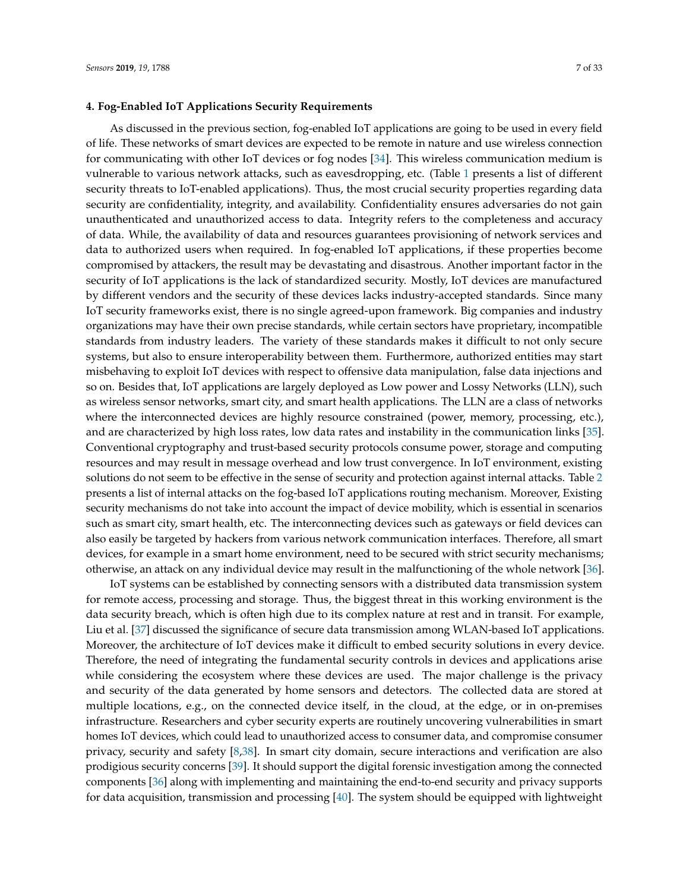## 4. Fog-Enabled IoT Applications Security Requirements

As discussed in the previous section, fog-enabled IoT applications are going to be used in every field of life. These networks of smart devices are expected to be remote in nature and use wireless connection for communicating with other IoT devices or fog nodes [34]. This wireless communication medium is vulnerable to various network attacks, such as eavesdropping, etc. (Table 1 presents a list of different security threats to IoT-enabled applications). Thus, the most crucial security properties regarding data security are confidentiality, integrity, and availability. Confidentiality ensures adversaries do not gain unauthenticated and unauthorized access to data. Integrity refers to the completeness and accuracy of data. While, the availability of data and resources guarantees provisioning of network services and data to authorized users when required. In fog-enabled IoT applications, if these properties become compromised by attackers, the result may be devastating and disastrous. Another important factor in the security of IoT applications is the lack of standardized security. Mostly, IoT devices are manufactured by different vendors and the security of these devices lacks industry-accepted standards. Since many IoT security frameworks exist, there is no single agreed-upon framework. Big companies and industry organizations may have their own precise standards, while certain sectors have proprietary, incompatible standards from industry leaders. The variety of these standards makes it difficult to not only secure systems, but also to ensure interoperability between them. Furthermore, authorized entities may start misbehaving to exploit IoT devices with respect to offensive data manipulation, false data injections and so on. Besides that, IoT applications are largely deployed as Low power and Lossy Networks (LLN), such as wireless sensor networks, smart city, and smart health applications. The LLN are a class of networks where the interconnected devices are highly resource constrained (power, memory, processing, etc.), and are characterized by high loss rates, low data rates and instability in the communication links [35]. Conventional cryptography and trust-based security protocols consume power, storage and computing resources and may result in message overhead and low trust convergence. In IoT environment, existing solutions do not seem to be effective in the sense of security and protection against internal attacks. Table 2 presents a list of internal attacks on the fog-based IoT applications routing mechanism. Moreover, Existing security mechanisms do not take into account the impact of device mobility, which is essential in scenarios such as smart city, smart health, etc. The interconnecting devices such as gateways or field devices can also easily be targeted by hackers from various network communication interfaces. Therefore, all smart devices, for example in a smart home environment, need to be secured with strict security mechanisms; otherwise, an attack on any individual device may result in the malfunctioning of the whole network [36].

IoT systems can be established by connecting sensors with a distributed data transmission system for remote access, processing and storage. Thus, the biggest threat in this working environment is the data security breach, which is often high due to its complex nature at rest and in transit. For example, Liu et al. [37] discussed the significance of secure data transmission among WLAN-based IoT applications. Moreover, the architecture of IoT devices make it difficult to embed security solutions in every device. Therefore, the need of integrating the fundamental security controls in devices and applications arise while considering the ecosystem where these devices are used. The major challenge is the privacy and security of the data generated by home sensors and detectors. The collected data are stored at multiple locations, e.g., on the connected device itself, in the cloud, at the edge, or in on-premises infrastructure. Researchers and cyber security experts are routinely uncovering vulnerabilities in smart homes IoT devices, which could lead to unauthorized access to consumer data, and compromise consumer privacy, security and safety [8,38]. In smart city domain, secure interactions and verification are also prodigious security concerns [39]. It should support the digital forensic investigation among the connected components [36] along with implementing and maintaining the end-to-end security and privacy supports for data acquisition, transmission and processing [40]. The system should be equipped with lightweight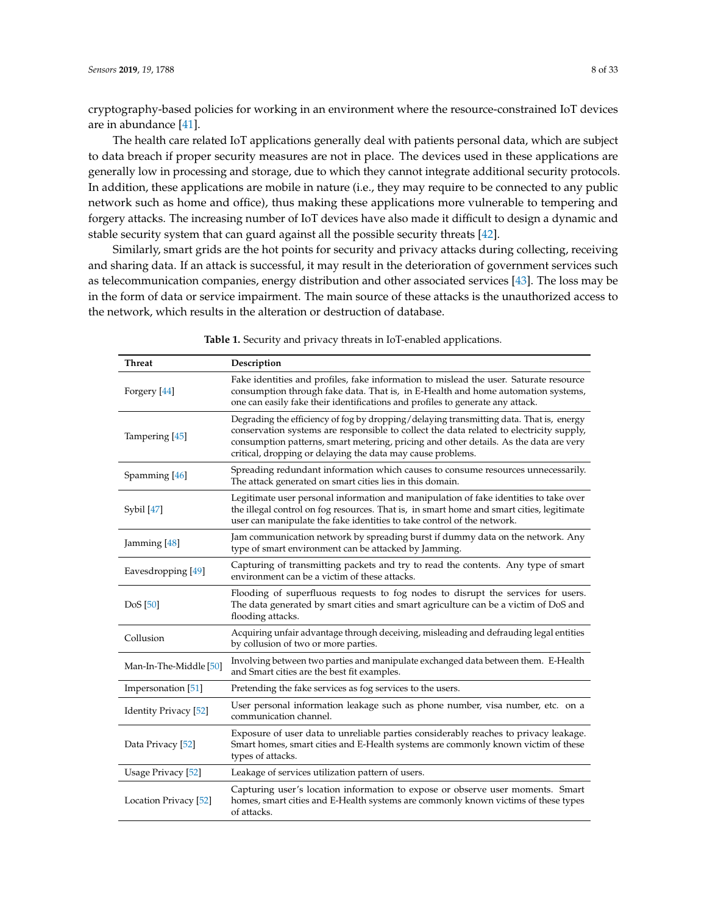cryptography-based policies for working in an environment where the resource-constrained IoT devices are in abundance [41].

The health care related IoT applications generally deal with patients personal data, which are subject to data breach if proper security measures are not in place. The devices used in these applications are generally low in processing and storage, due to which they cannot integrate additional security protocols. In addition, these applications are mobile in nature (i.e., they may require to be connected to any public network such as home and office), thus making these applications more vulnerable to tempering and forgery attacks. The increasing number of IoT devices have also made it difficult to design a dynamic and stable security system that can guard against all the possible security threats [42].

Similarly, smart grids are the hot points for security and privacy attacks during collecting, receiving and sharing data. If an attack is successful, it may result in the deterioration of government services such as telecommunication companies, energy distribution and other associated services [43]. The loss may be in the form of data or service impairment. The main source of these attacks is the unauthorized access to the network, which results in the alteration or destruction of database.

**Table 1.** Security and privacy threats in IoT-enabled applications.

| Threat | Description |
|---|---|
| Forgery [44] | Fake identities and profiles, fake information to mislead the user. Saturate resource consumption through fake data. That is, in E-Health and home automation systems, one can easily fake their identifications and profiles to generate any attack. |
| Tampering [45] | Degrading the efficiency of fog by dropping/delaying transmitting data. That is, energy conservation systems are responsible to collect the data related to electricity supply, consumption patterns, smart metering, pricing and other details. As the data are very critical, dropping or delaying the data may cause problems. |
| Spamming [46] | Spreading redundant information which causes to consume resources unnecessarily. The attack generated on smart cities lies in this domain. |
| Sybil [47] | Legitimate user personal information and manipulation of fake identities to take over the illegal control on fog resources. That is, in smart home and smart cities, legitimate user can manipulate the fake identities to take control of the network. |
| Jamming [48] | Jam communication network by spreading burst if dummy data on the network. Any type of smart environment can be attacked by Jamming. |
| Eavesdropping [49] | Capturing of transmitting packets and try to read the contents. Any type of smart environment can be a victim of these attacks. |
| DoS [50] | Flooding of superfluous requests to fog nodes to disrupt the services for users. The data generated by smart cities and smart agriculture can be a victim of DoS and flooding attacks. |
| Collusion | Acquiring unfair advantage through deceiving, misleading and defrauding legal entities by collusion of two or more parties. |
| Man-In-The-Middle [50] | Involving between two parties and manipulate exchanged data between them. E-Health and Smart cities are the best fit examples. |
| Impersonation [51] | Pretending the fake services as fog services to the users. |
| Identity Privacy [52] | User personal information leakage such as phone number, visa number, etc. on a communication channel. |
| Data Privacy [52] | Exposure of user data to unreliable parties considerably reaches to privacy leakage. Smart homes, smart cities and E-Health systems are commonly known victim of these types of attacks. |
| Usage Privacy [52] | Leakage of services utilization pattern of users. |
| Location Privacy [52] | Capturing user's location information to expose or observe user moments. Smart homes, smart cities and E-Health systems are commonly known victims of these types of attacks. |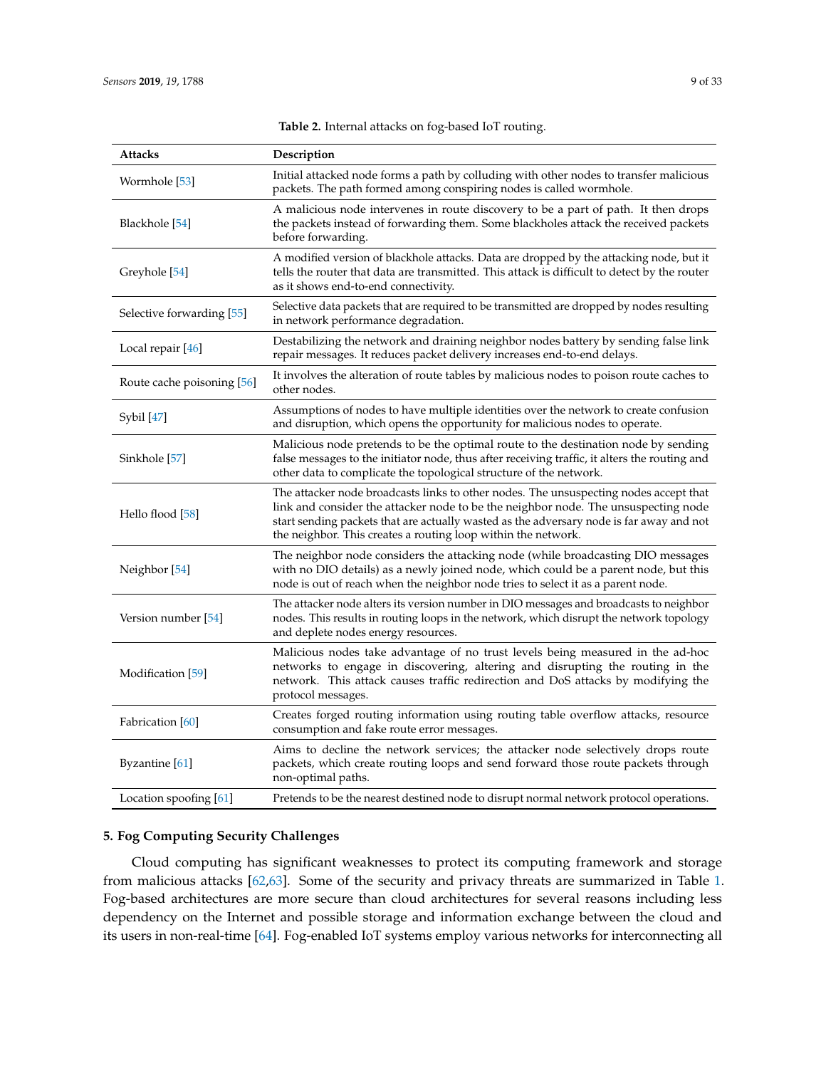**Table 2.** Internal attacks on fog-based IoT routing.

| Attacks | Description |
| --- | --- |
| Wormhole [53] | Initial attacked node forms a path by colluding with other nodes to transfer malicious packets. The path formed among conspiring nodes is called wormhole. |
| Blackhole [54] | A malicious node intervenes in route discovery to be a part of path. It then drops the packets instead of forwarding them. Some blackholes attack the received packets before forwarding. |
| Greyhole [54] | A modified version of blackhole attacks. Data are dropped by the attacking node, but it tells the router that data are transmitted. This attack is difficult to detect by the router as it shows end-to-end connectivity. |
| Selective forwarding [55] | Selective data packets that are required to be transmitted are dropped by nodes resulting in network performance degradation. |
| Local repair [46] | Destabilizing the network and draining neighbor nodes battery by sending false link repair messages. It reduces packet delivery increases end-to-end delays. |
| Route cache poisoning [56] | It involves the alteration of route tables by malicious nodes to poison route caches to other nodes. |
| Sybil [47] | Assumptions of nodes to have multiple identities over the network to create confusion and disruption, which opens the opportunity for malicious nodes to operate. |
| Sinkhole [57] | Malicious node pretends to be the optimal route to the destination node by sending false messages to the initiator node, thus after receiving traffic, it alters the routing and other data to complicate the topological structure of the network. |
| Hello flood [58] | The attacker node broadcasts links to other nodes. The unsuspecting nodes accept that link and consider the attacker node to be the neighbor node. The unsuspecting node start sending packets that are actually wasted as the adversary node is far away and not the neighbor. This creates a routing loop within the network. |
| Neighbor [54] | The neighbor node considers the attacking node (while broadcasting DIO messages with no DIO details) as a newly joined node, which could be a parent node, but this node is out of reach when the neighbor node tries to select it as a parent node. |
| Version number [54] | The attacker node alters its version number in DIO messages and broadcasts to neighbor nodes. This results in routing loops in the network, which disrupt the network topology and deplete nodes energy resources. |
| Modification [59] | Malicious nodes take advantage of no trust levels being measured in the ad-hoc networks to engage in discovering, altering and disrupting the routing in the network. This attack causes traffic redirection and DoS attacks by modifying the protocol messages. |
| Fabrication [60] | Creates forged routing information using routing table overflow attacks, resource consumption and fake route error messages. |
| Byzantine [61] | Aims to decline the network services; the attacker node selectively drops route packets, which create routing loops and send forward those route packets through non-optimal paths. |
| Location spoofing [61] | Pretends to be the nearest destined node to disrupt normal network protocol operations. |

## 5. Fog Computing Security Challenges

Cloud computing has significant weaknesses to protect its computing framework and storage from malicious attacks [62,63]. Some of the security and privacy threats are summarized in Table 1. Fog-based architectures are more secure than cloud architectures for several reasons including less dependency on the Internet and possible storage and information exchange between the cloud and its users in non-real-time [64]. Fog-enabled IoT systems employ various networks for interconnecting all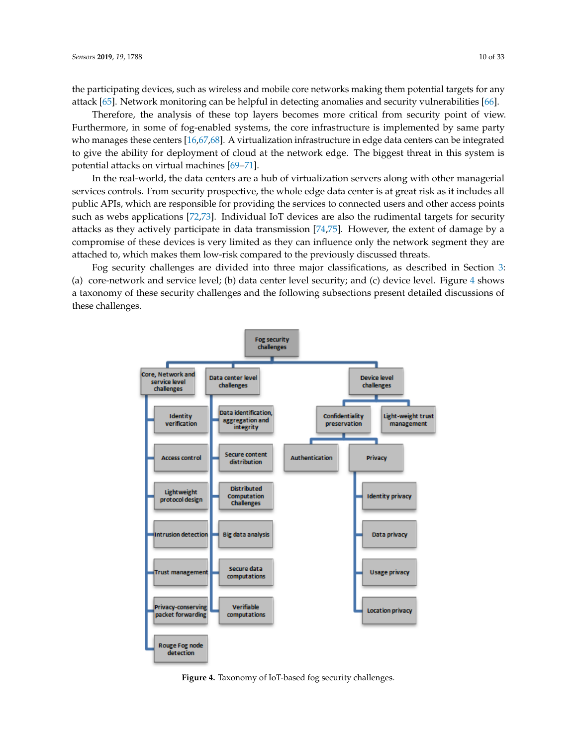the participating devices, such as wireless and mobile core networks making them potential targets for any attack [65]. Network monitoring can be helpful in detecting anomalies and security vulnerabilities [66].

Therefore, the analysis of these top layers becomes more critical from security point of view. Furthermore, in some of fog-enabled systems, the core infrastructure is implemented by same party who manages these centers [16,67,68]. A virtualization infrastructure in edge data centers can be integrated to give the ability for deployment of cloud at the network edge. The biggest threat in this system is potential attacks on virtual machines [69–71].

In the real-world, the data centers are a hub of virtualization servers along with other managerial services controls. From security prospective, the whole edge data center is at great risk as it includes all public APIs, which are responsible for providing the services to connected users and other access points such as webs applications [72,73]. Individual IoT devices are also the rudimental targets for security attacks as they actively participate in data transmission [74,75]. However, the extent of damage by a compromise of these devices is very limited as they can influence only the network segment they are attached to, which makes them low-risk compared to the previously discussed threats.

Fog security challenges are divided into three major classifications, as described in Section 3: (a) core-network and service level; (b) data center level security; and (c) device level. Figure 4 shows a taxonomy of these security challenges and the following subsections present detailed discussions of these challenges.

**Figure 4.** Taxonomy of IoT-based fog security challenges.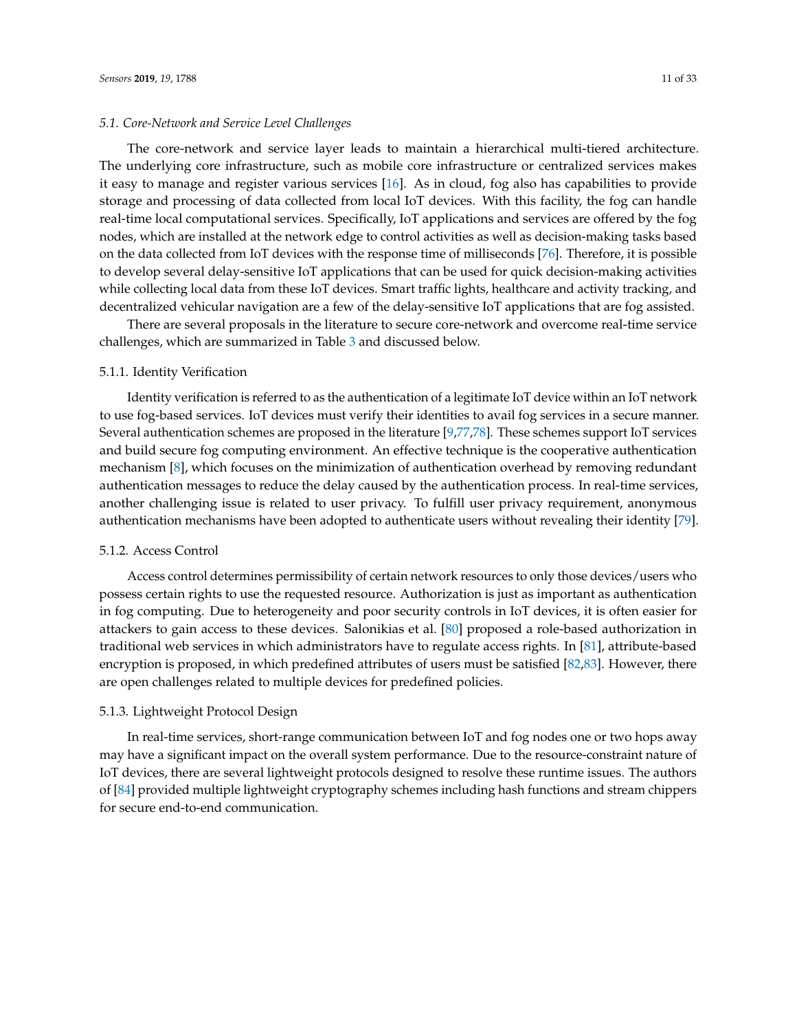### 5.1. Core-Network and Service Level Challenges

The core-network and service layer leads to maintain a hierarchical multi-tiered architecture. The underlying core infrastructure, such as mobile core infrastructure or centralized services makes it easy to manage and register various services [16]. As in cloud, fog also has capabilities to provide storage and processing of data collected from local IoT devices. With this facility, the fog can handle real-time local computational services. Specifically, IoT applications and services are offered by the fog nodes, which are installed at the network edge to control activities as well as decision-making tasks based on the data collected from IoT devices with the response time of milliseconds [76]. Therefore, it is possible to develop several delay-sensitive IoT applications that can be used for quick decision-making activities while collecting local data from these IoT devices. Smart traffic lights, healthcare and activity tracking, and decentralized vehicular navigation are a few of the delay-sensitive IoT applications that are fog assisted.

There are several proposals in the literature to secure core-network and overcome real-time service challenges, which are summarized in Table 3 and discussed below.

#### 5.1.1. Identity Verification

Identity verification is referred to as the authentication of a legitimate IoT device within an IoT network to use fog-based services. IoT devices must verify their identities to avail fog services in a secure manner. Several authentication schemes are proposed in the literature [9,77,78]. These schemes support IoT services and build secure fog computing environment. An effective technique is the cooperative authentication mechanism [8], which focuses on the minimization of authentication overhead by removing redundant authentication messages to reduce the delay caused by the authentication process. In real-time services, another challenging issue is related to user privacy. To fulfill user privacy requirement, anonymous authentication mechanisms have been adopted to authenticate users without revealing their identity [79].

#### 5.1.2. Access Control

Access control determines permissibility of certain network resources to only those devices/users who possess certain rights to use the requested resource. Authorization is just as important as authentication in fog computing. Due to heterogeneity and poor security controls in IoT devices, it is often easier for attackers to gain access to these devices. Salonikias et al. [80] proposed a role-based authorization in traditional web services in which administrators have to regulate access rights. In [81], attribute-based encryption is proposed, in which predefined attributes of users must be satisfied [82,83]. However, there are open challenges related to multiple devices for predefined policies.

#### 5.1.3. Lightweight Protocol Design

In real-time services, short-range communication between IoT and fog nodes one or two hops away may have a significant impact on the overall system performance. Due to the resource-constraint nature of IoT devices, there are several lightweight protocols designed to resolve these runtime issues. The authors of [84] provided multiple lightweight cryptography schemes including hash functions and stream chippers for secure end-to-end communication.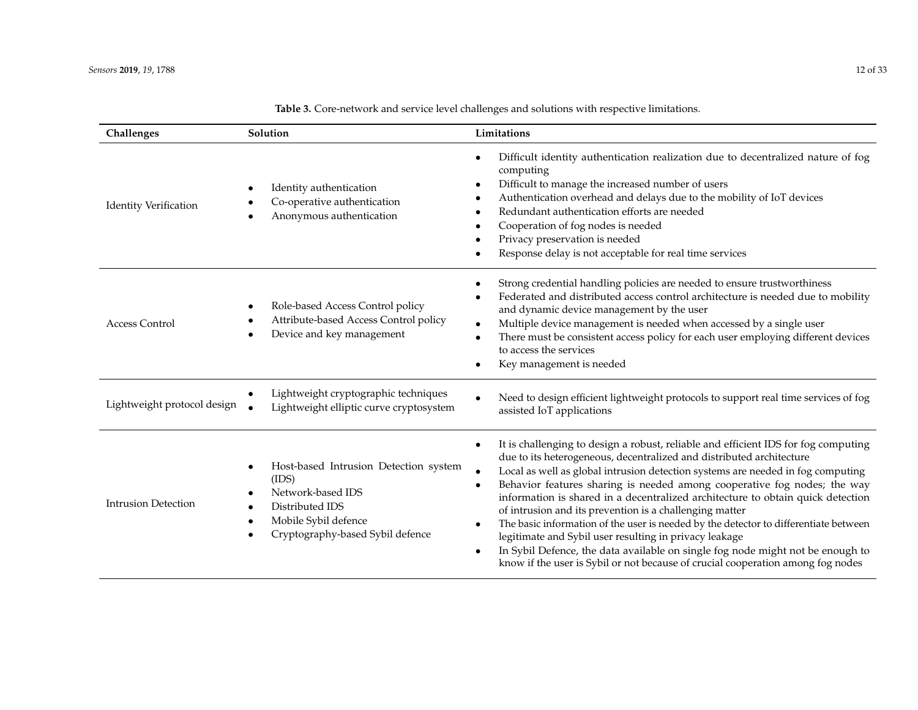**Table 3.** Core-network and service level challenges and solutions with respective limitations.

| Challenges | Solution | Limitations |
| --- | --- | --- |
| Identity Verification | • Identity authentication<br>• Co-operative authentication<br>• Anonymous authentication | • Difficult identity authentication realization due to decentralized nature of fog computing<br>• Difficult to manage the increased number of users<br>• Authentication overhead and delays due to the mobility of IoT devices<br>• Redundant authentication efforts are needed<br>• Cooperation of fog nodes is needed<br>• Privacy preservation is needed<br>• Response delay is not acceptable for real time services |
| Access Control | • Role-based Access Control policy<br>• Attribute-based Access Control policy<br>• Device and key management | • Strong credential handling policies are needed to ensure trustworthiness<br>• Federated and distributed access control architecture is needed due to mobility and dynamic device management by the user<br>• Multiple device management is needed when accessed by a single user<br>• There must be consistent access policy for each user employing different devices to access the services<br>• Key management is needed |
| Lightweight protocol design | • Lightweight cryptographic techniques<br>• Lightweight elliptic curve cryptosystem | • Need to design efficient lightweight protocols to support real time services of fog assisted IoT applications |
| Intrusion Detection | • Host-based Intrusion Detection system (IDS)<br>• Network-based IDS<br>• Distributed IDS<br>• Mobile Sybil defence<br>• Cryptography-based Sybil defence | • It is challenging to design a robust, reliable and efficient IDS for fog computing due to its heterogeneous, decentralized and distributed architecture<br>• Local as well as global intrusion detection systems are needed in fog computing<br>• Behavior features sharing is needed among cooperative fog nodes; the way information is shared in a decentralized architecture to obtain quick detection of intrusion and its prevention is a challenging matter<br>• The basic information of the user is needed by the detector to differentiate between legitimate and Sybil user resulting in privacy leakage<br>• In Sybil Defence, the data available on single fog node might not be enough to know if the user is Sybil or not because of crucial cooperation among fog nodes |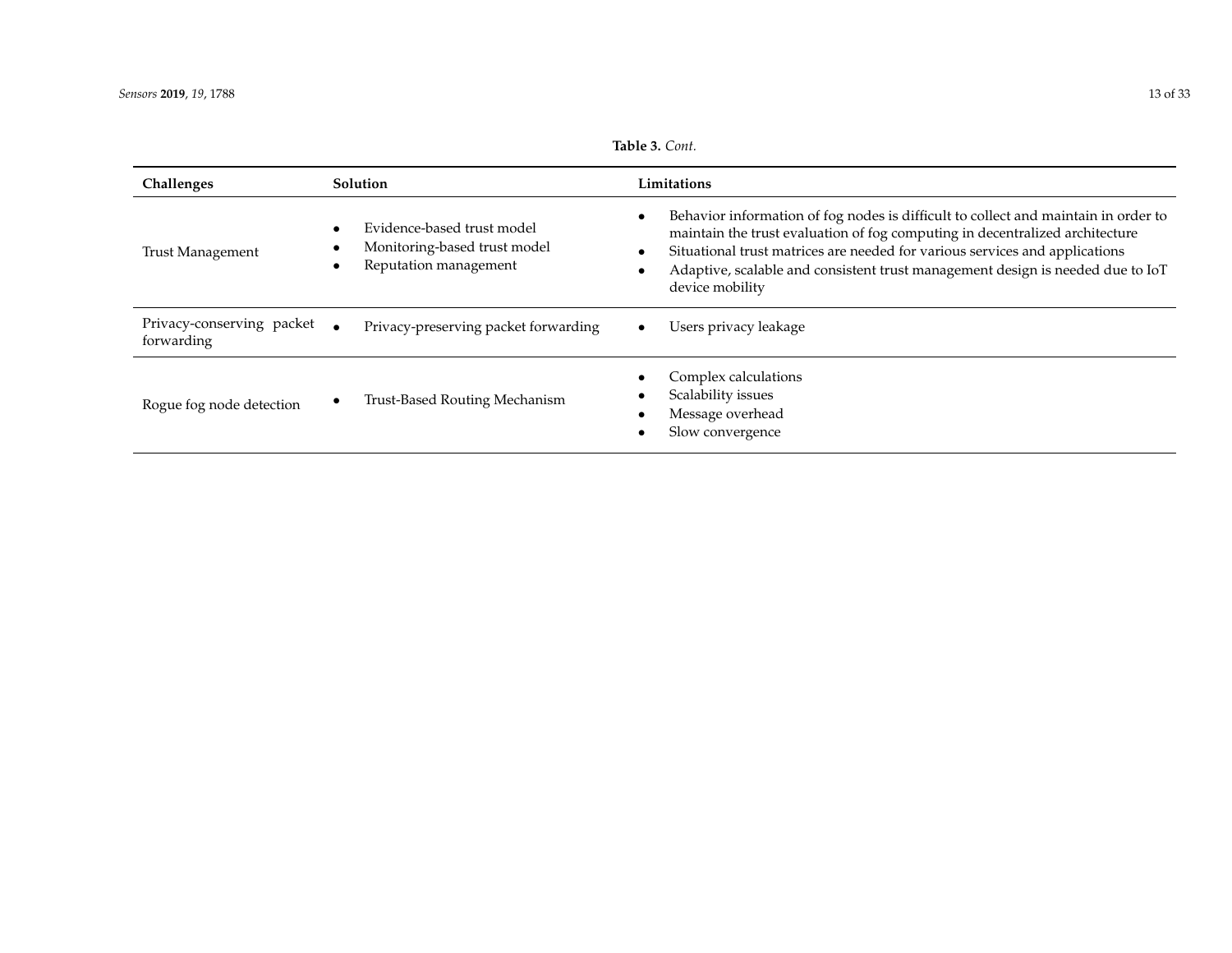**Table 3.** *Cont.*

| Challenges | Solution | Limitations |
| --- | --- | --- |
| Trust Management | • Evidence-based trust model<br>• Monitoring-based trust model<br>• Reputation management | • Behavior information of fog nodes is difficult to collect and maintain in order to maintain the trust evaluation of fog computing in decentralized architecture<br>• Situational trust matrices are needed for various services and applications<br>• Adaptive, scalable and consistent trust management design is needed due to IoT device mobility |
| Privacy-conserving packet forwarding | • Privacy-preserving packet forwarding | • Users privacy leakage |
| Rogue fog node detection | • Trust-Based Routing Mechanism | • Complex calculations<br>• Scalability issues<br>• Message overhead<br>• Slow convergence |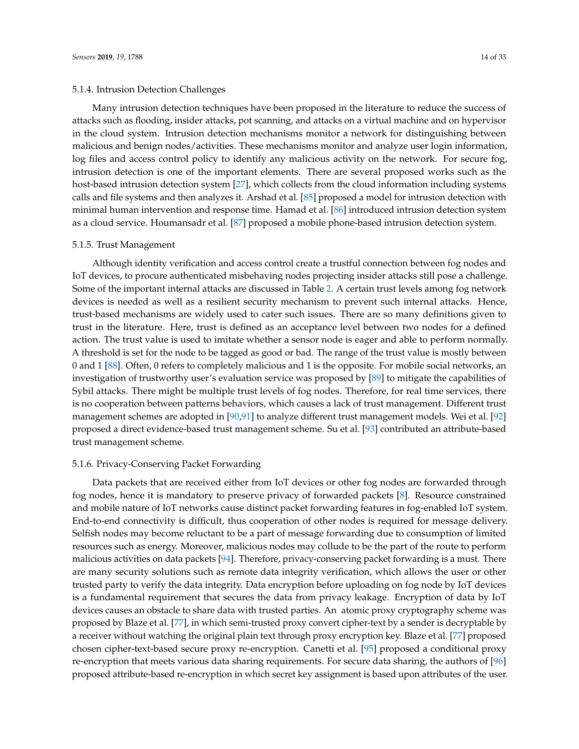#### 5.1.4. Intrusion Detection Challenges

Many intrusion detection techniques have been proposed in the literature to reduce the success of attacks such as flooding, insider attacks, pot scanning, and attacks on a virtual machine and on hypervisor in the cloud system. Intrusion detection mechanisms monitor a network for distinguishing between malicious and benign nodes/activities. These mechanisms monitor and analyze user login information, log files and access control policy to identify any malicious activity on the network. For secure fog, intrusion detection is one of the important elements. There are several proposed works such as the host-based intrusion detection system [27], which collects from the cloud information including systems calls and file systems and then analyzes it. Arshad et al. [85] proposed a model for intrusion detection with minimal human intervention and response time. Hamad et al. [86] introduced intrusion detection system as a cloud service. Houmansadr et al. [87] proposed a mobile phone-based intrusion detection system.

#### 5.1.5. Trust Management

Although identity verification and access control create a trustful connection between fog nodes and IoT devices, to procure authenticated misbehaving nodes projecting insider attacks still pose a challenge. Some of the important internal attacks are discussed in Table 2. A certain trust levels among fog network devices is needed as well as a resilient security mechanism to prevent such internal attacks. Hence, trust-based mechanisms are widely used to cater such issues. There are so many definitions given to trust in the literature. Here, trust is defined as an acceptance level between two nodes for a defined action. The trust value is used to imitate whether a sensor node is eager and able to perform normally. A threshold is set for the node to be tagged as good or bad. The range of the trust value is mostly between 0 and 1 [88]. Often, 0 refers to completely malicious and 1 is the opposite. For mobile social networks, an investigation of trustworthy user's evaluation service was proposed by [89] to mitigate the capabilities of Sybil attacks. There might be multiple trust levels of fog nodes. Therefore, for real time services, there is no cooperation between patterns behaviors, which causes a lack of trust management. Different trust management schemes are adopted in [90,91] to analyze different trust management models. Wei et al. [92] proposed a direct evidence-based trust management scheme. Su et al. [93] contributed an attribute-based trust management scheme.

#### 5.1.6. Privacy-Conserving Packet Forwarding

Data packets that are received either from IoT devices or other fog nodes are forwarded through fog nodes, hence it is mandatory to preserve privacy of forwarded packets [8]. Resource constrained and mobile nature of IoT networks cause distinct packet forwarding features in fog-enabled IoT system. End-to-end connectivity is difficult, thus cooperation of other nodes is required for message delivery. Selfish nodes may become reluctant to be a part of message forwarding due to consumption of limited resources such as energy. Moreover, malicious nodes may collude to be the part of the route to perform malicious activities on data packets [94]. Therefore, privacy-conserving packet forwarding is a must. There are many security solutions such as remote data integrity verification, which allows the user or other trusted party to verify the data integrity. Data encryption before uploading on fog node by IoT devices is a fundamental requirement that secures the data from privacy leakage. Encryption of data by IoT devices causes an obstacle to share data with trusted parties. An atomic proxy cryptography scheme was proposed by Blaze et al. [77], in which semi-trusted proxy convert cipher-text by a sender is decryptable by a receiver without watching the original plain text through proxy encryption key. Blaze et al. [77] proposed chosen cipher-text-based secure proxy re-encryption. Canetti et al. [95] proposed a conditional proxy re-encryption that meets various data sharing requirements. For secure data sharing, the authors of [96] proposed attribute-based re-encryption in which secret key assignment is based upon attributes of the user.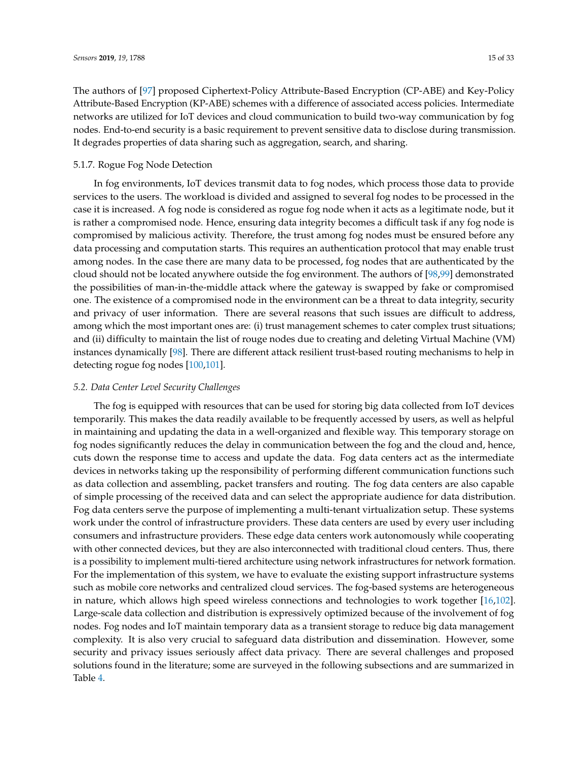The authors of [97] proposed Ciphertext-Policy Attribute-Based Encryption (CP-ABE) and Key-Policy Attribute-Based Encryption (KP-ABE) schemes with a difference of associated access policies. Intermediate networks are utilized for IoT devices and cloud communication to build two-way communication by fog nodes. End-to-end security is a basic requirement to prevent sensitive data to disclose during transmission. It degrades properties of data sharing such as aggregation, search, and sharing.

#### 5.1.7. Rogue Fog Node Detection

In fog environments, IoT devices transmit data to fog nodes, which process those data to provide services to the users. The workload is divided and assigned to several fog nodes to be processed in the case it is increased. A fog node is considered as rogue fog node when it acts as a legitimate node, but it is rather a compromised node. Hence, ensuring data integrity becomes a difficult task if any fog node is compromised by malicious activity. Therefore, the trust among fog nodes must be ensured before any data processing and computation starts. This requires an authentication protocol that may enable trust among nodes. In the case there are many data to be processed, fog nodes that are authenticated by the cloud should not be located anywhere outside the fog environment. The authors of [98,99] demonstrated the possibilities of man-in-the-middle attack where the gateway is swapped by fake or compromised one. The existence of a compromised node in the environment can be a threat to data integrity, security and privacy of user information. There are several reasons that such issues are difficult to address, among which the most important ones are: (i) trust management schemes to cater complex trust situations; and (ii) difficulty to maintain the list of rouge nodes due to creating and deleting Virtual Machine (VM) instances dynamically [98]. There are different attack resilient trust-based routing mechanisms to help in detecting rogue fog nodes [100,101].

### *5.2. Data Center Level Security Challenges*

The fog is equipped with resources that can be used for storing big data collected from IoT devices temporarily. This makes the data readily available to be frequently accessed by users, as well as helpful in maintaining and updating the data in a well-organized and flexible way. This temporary storage on fog nodes significantly reduces the delay in communication between the fog and the cloud and, hence, cuts down the response time to access and update the data. Fog data centers act as the intermediate devices in networks taking up the responsibility of performing different communication functions such as data collection and assembling, packet transfers and routing. The fog data centers are also capable of simple processing of the received data and can select the appropriate audience for data distribution. Fog data centers serve the purpose of implementing a multi-tenant virtualization setup. These systems work under the control of infrastructure providers. These data centers are used by every user including consumers and infrastructure providers. These edge data centers work autonomously while cooperating with other connected devices, but they are also interconnected with traditional cloud centers. Thus, there is a possibility to implement multi-tiered architecture using network infrastructures for network formation. For the implementation of this system, we have to evaluate the existing support infrastructure systems such as mobile core networks and centralized cloud services. The fog-based systems are heterogeneous in nature, which allows high speed wireless connections and technologies to work together [16,102]. Large-scale data collection and distribution is expressively optimized because of the involvement of fog nodes. Fog nodes and IoT maintain temporary data as a transient storage to reduce big data management complexity. It is also very crucial to safeguard data distribution and dissemination. However, some security and privacy issues seriously affect data privacy. There are several challenges and proposed solutions found in the literature; some are surveyed in the following subsections and are summarized in Table 4.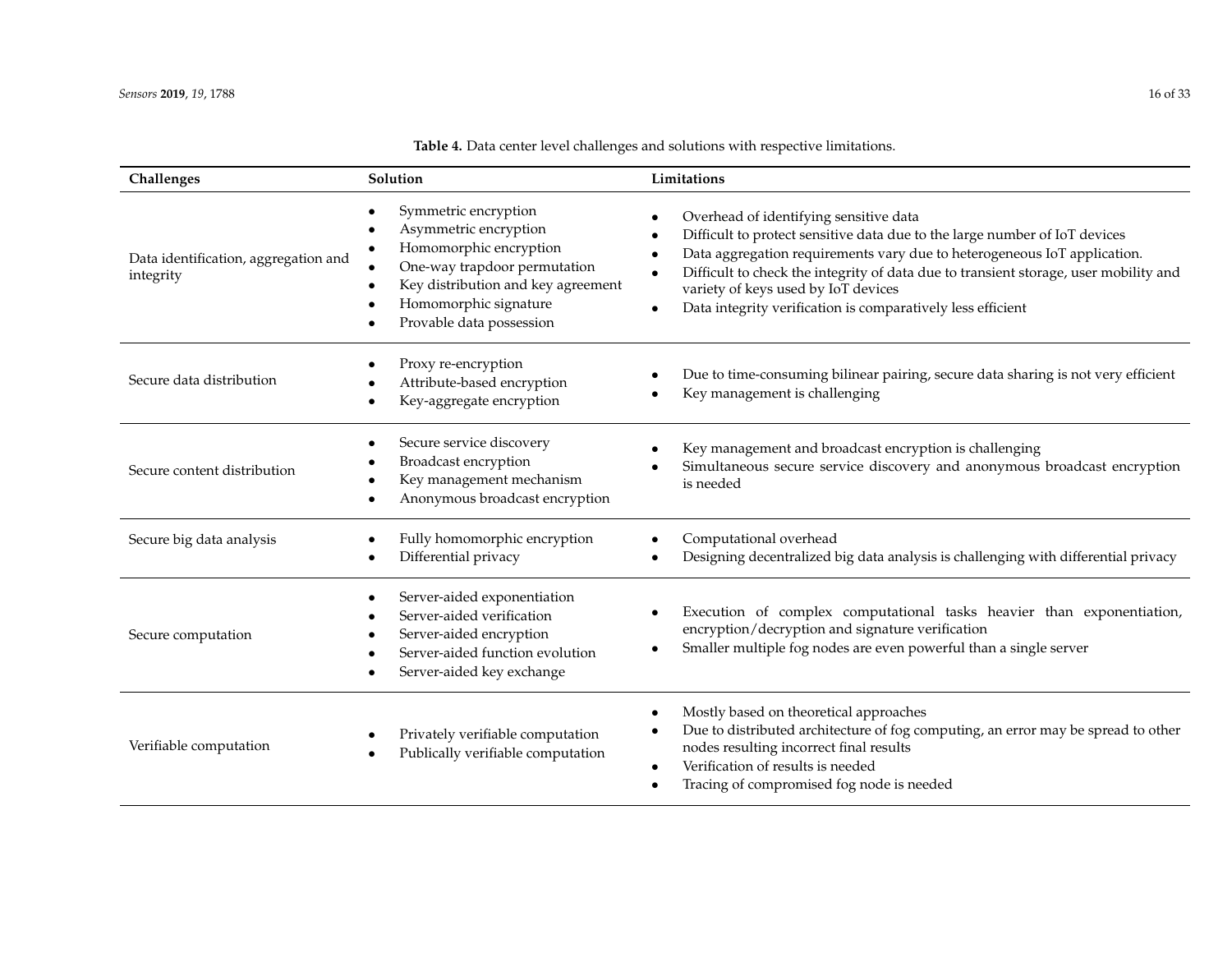**Table 4.** Data center level challenges and solutions with respective limitations.

| Challenges | Solution | Limitations |
| --- | --- | --- |
| Data identification, aggregation and integrity | • Symmetric encryption<br>• Asymmetric encryption<br>• Homomorphic encryption<br>• One-way trapdoor permutation<br>• Key distribution and key agreement<br>• Homomorphic signature<br>• Provable data possession | • Overhead of identifying sensitive data<br>• Difficult to protect sensitive data due to the large number of IoT devices<br>• Data aggregation requirements vary due to heterogeneous IoT application.<br>• Difficult to check the integrity of data due to transient storage, user mobility and variety of keys used by IoT devices<br>• Data integrity verification is comparatively less efficient |
| Secure data distribution | • Proxy re-encryption<br>• Attribute-based encryption<br>• Key-aggregate encryption | • Due to time-consuming bilinear pairing, secure data sharing is not very efficient<br>• Key management is challenging |
| Secure content distribution | • Secure service discovery<br>• Broadcast encryption<br>• Key management mechanism<br>• Anonymous broadcast encryption | • Key management and broadcast encryption is challenging<br>• Simultaneous secure service discovery and anonymous broadcast encryption is needed |
| Secure big data analysis | • Fully homomorphic encryption<br>• Differential privacy | • Computational overhead<br>• Designing decentralized big data analysis is challenging with differential privacy |
| Secure computation | • Server-aided exponentiation<br>• Server-aided verification<br>• Server-aided encryption<br>• Server-aided function evolution<br>• Server-aided key exchange | • Execution of complex computational tasks heavier than exponentiation, encryption/decryption and signature verification<br>• Smaller multiple fog nodes are even powerful than a single server |
| Verifiable computation | • Privately verifiable computation<br>• Publically verifiable computation | • Mostly based on theoretical approaches<br>• Due to distributed architecture of fog computing, an error may be spread to other nodes resulting incorrect final results<br>• Verification of results is needed<br>• Tracing of compromised fog node is needed |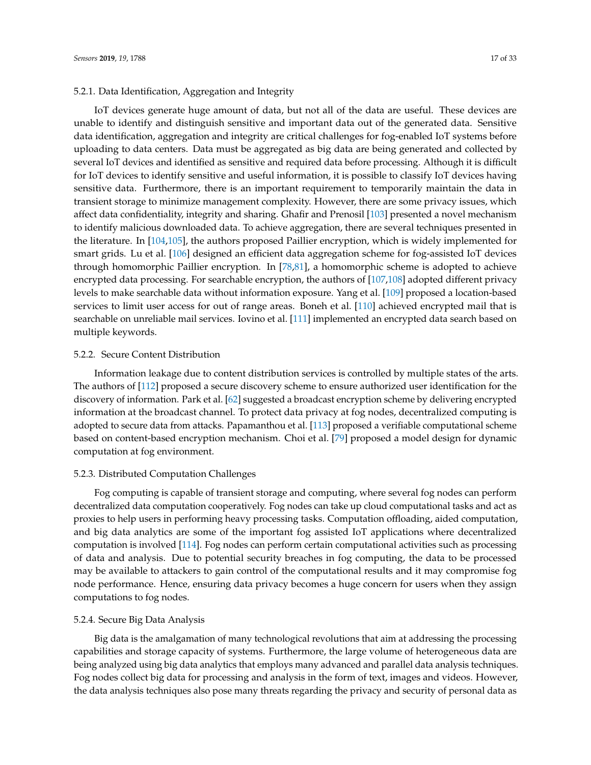#### 5.2.1. Data Identification, Aggregation and Integrity

IoT devices generate huge amount of data, but not all of the data are useful. These devices are unable to identify and distinguish sensitive and important data out of the generated data. Sensitive data identification, aggregation and integrity are critical challenges for fog-enabled IoT systems before uploading to data centers. Data must be aggregated as big data are being generated and collected by several IoT devices and identified as sensitive and required data before processing. Although it is difficult for IoT devices to identify sensitive and useful information, it is possible to classify IoT devices having sensitive data. Furthermore, there is an important requirement to temporarily maintain the data in transient storage to minimize management complexity. However, there are some privacy issues, which affect data confidentiality, integrity and sharing. Ghafir and Prenosil [103] presented a novel mechanism to identify malicious downloaded data. To achieve aggregation, there are several techniques presented in the literature. In [104,105], the authors proposed Paillier encryption, which is widely implemented for smart grids. Lu et al. [106] designed an efficient data aggregation scheme for fog-assisted IoT devices through homomorphic Paillier encryption. In [78,81], a homomorphic scheme is adopted to achieve encrypted data processing. For searchable encryption, the authors of [107,108] adopted different privacy levels to make searchable data without information exposure. Yang et al. [109] proposed a location-based services to limit user access for out of range areas. Boneh et al. [110] achieved encrypted mail that is searchable on unreliable mail services. Iovino et al. [111] implemented an encrypted data search based on multiple keywords.

#### 5.2.2. Secure Content Distribution

Information leakage due to content distribution services is controlled by multiple states of the arts. The authors of [112] proposed a secure discovery scheme to ensure authorized user identification for the discovery of information. Park et al. [62] suggested a broadcast encryption scheme by delivering encrypted information at the broadcast channel. To protect data privacy at fog nodes, decentralized computing is adopted to secure data from attacks. Papamanthou et al. [113] proposed a verifiable computational scheme based on content-based encryption mechanism. Choi et al. [79] proposed a model design for dynamic computation at fog environment.

#### 5.2.3. Distributed Computation Challenges

Fog computing is capable of transient storage and computing, where several fog nodes can perform decentralized data computation cooperatively. Fog nodes can take up cloud computational tasks and act as proxies to help users in performing heavy processing tasks. Computation offloading, aided computation, and big data analytics are some of the important fog assisted IoT applications where decentralized computation is involved [114]. Fog nodes can perform certain computational activities such as processing of data and analysis. Due to potential security breaches in fog computing, the data to be processed may be available to attackers to gain control of the computational results and it may compromise fog node performance. Hence, ensuring data privacy becomes a huge concern for users when they assign computations to fog nodes.

#### 5.2.4. Secure Big Data Analysis

Big data is the amalgamation of many technological revolutions that aim at addressing the processing capabilities and storage capacity of systems. Furthermore, the large volume of heterogeneous data are being analyzed using big data analytics that employs many advanced and parallel data analysis techniques. Fog nodes collect big data for processing and analysis in the form of text, images and videos. However, the data analysis techniques also pose many threats regarding the privacy and security of personal data as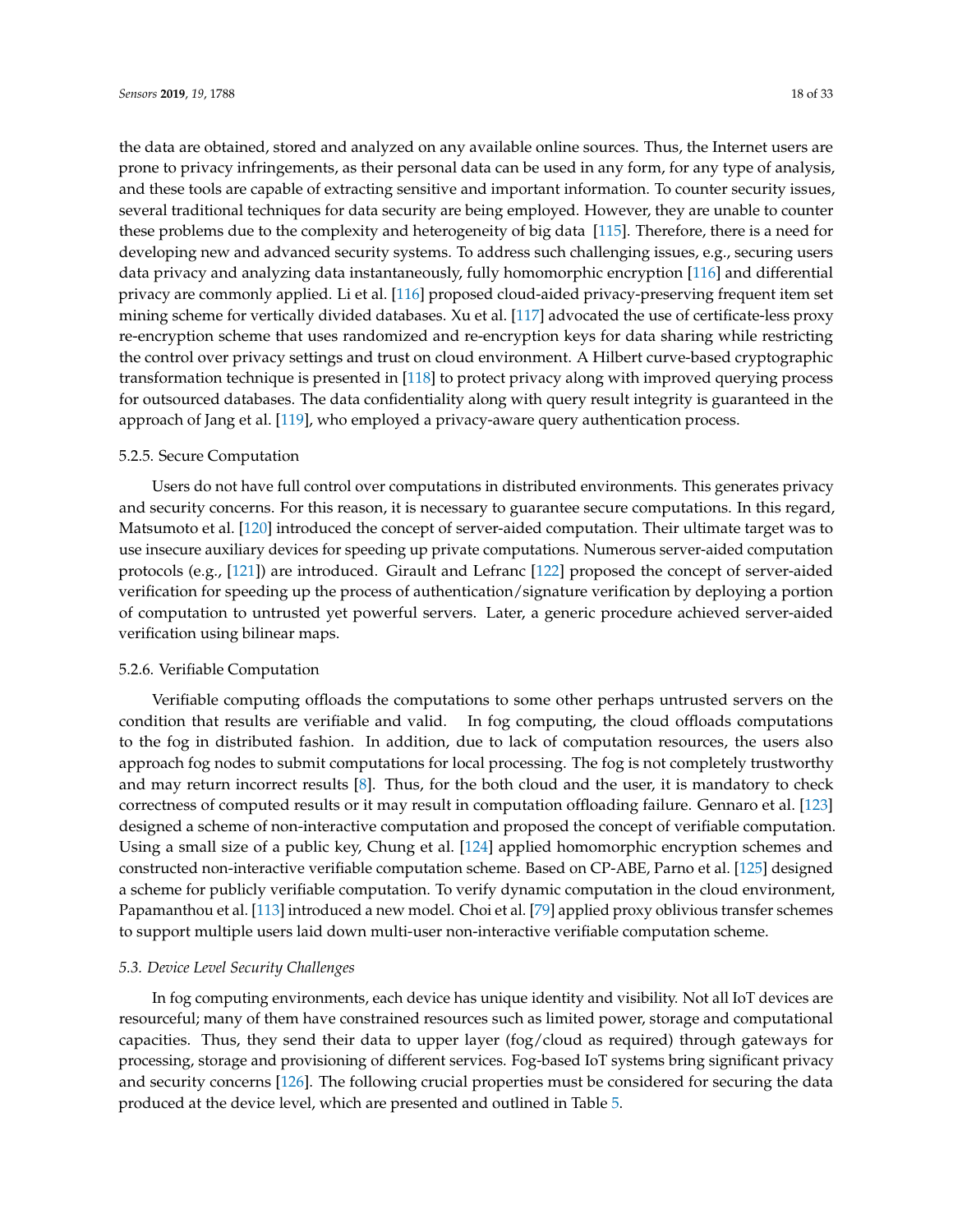the data are obtained, stored and analyzed on any available online sources. Thus, the Internet users are prone to privacy infringements, as their personal data can be used in any form, for any type of analysis, and these tools are capable of extracting sensitive and important information. To counter security issues, several traditional techniques for data security are being employed. However, they are unable to counter these problems due to the complexity and heterogeneity of big data [115]. Therefore, there is a need for developing new and advanced security systems. To address such challenging issues, e.g., securing users data privacy and analyzing data instantaneously, fully homomorphic encryption [116] and differential privacy are commonly applied. Li et al. [116] proposed cloud-aided privacy-preserving frequent item set mining scheme for vertically divided databases. Xu et al. [117] advocated the use of certificate-less proxy re-encryption scheme that uses randomized and re-encryption keys for data sharing while restricting the control over privacy settings and trust on cloud environment. A Hilbert curve-based cryptographic transformation technique is presented in [118] to protect privacy along with improved querying process for outsourced databases. The data confidentiality along with query result integrity is guaranteed in the approach of Jang et al. [119], who employed a privacy-aware query authentication process.

#### 5.2.5. Secure Computation

Users do not have full control over computations in distributed environments. This generates privacy and security concerns. For this reason, it is necessary to guarantee secure computations. In this regard, Matsumoto et al. [120] introduced the concept of server-aided computation. Their ultimate target was to use insecure auxiliary devices for speeding up private computations. Numerous server-aided computation protocols (e.g., [121]) are introduced. Girault and Lefranc [122] proposed the concept of server-aided verification for speeding up the process of authentication/signature verification by deploying a portion of computation to untrusted yet powerful servers. Later, a generic procedure achieved server-aided verification using bilinear maps.

#### 5.2.6. Verifiable Computation

Verifiable computing offloads the computations to some other perhaps untrusted servers on the condition that results are verifiable and valid. In fog computing, the cloud offloads computations to the fog in distributed fashion. In addition, due to lack of computation resources, the users also approach fog nodes to submit computations for local processing. The fog is not completely trustworthy and may return incorrect results [8]. Thus, for the both cloud and the user, it is mandatory to check correctness of computed results or it may result in computation offloading failure. Gennaro et al. [123] designed a scheme of non-interactive computation and proposed the concept of verifiable computation. Using a small size of a public key, Chung et al. [124] applied homomorphic encryption schemes and constructed non-interactive verifiable computation scheme. Based on CP-ABE, Parno et al. [125] designed a scheme for publicly verifiable computation. To verify dynamic computation in the cloud environment, Papamanthou et al. [113] introduced a new model. Choi et al. [79] applied proxy oblivious transfer schemes to support multiple users laid down multi-user non-interactive verifiable computation scheme.

### *5.3. Device Level Security Challenges*

In fog computing environments, each device has unique identity and visibility. Not all IoT devices are resourceful; many of them have constrained resources such as limited power, storage and computational capacities. Thus, they send their data to upper layer (fog/cloud as required) through gateways for processing, storage and provisioning of different services. Fog-based IoT systems bring significant privacy and security concerns [126]. The following crucial properties must be considered for securing the data produced at the device level, which are presented and outlined in Table 5.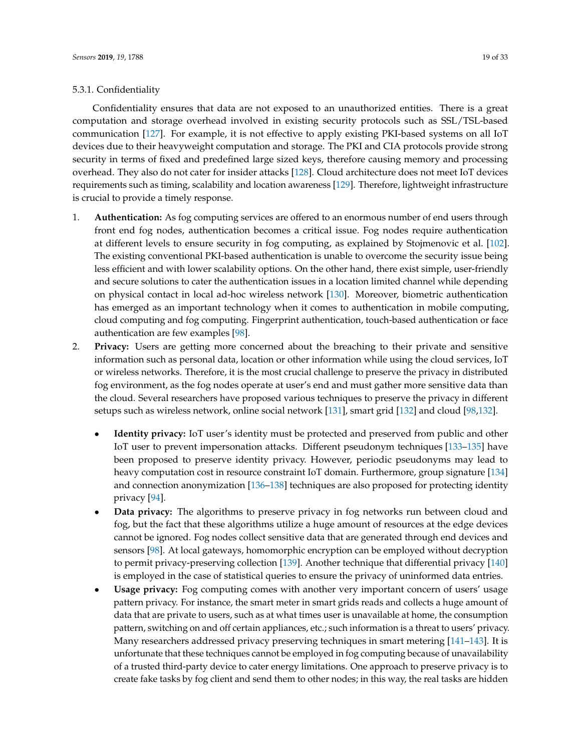#### 5.3.1. Confidentiality

Confidentiality ensures that data are not exposed to an unauthorized entities. There is a great computation and storage overhead involved in existing security protocols such as SSL/TSL-based communication [127]. For example, it is not effective to apply existing PKI-based systems on all IoT devices due to their heavyweight computation and storage. The PKI and CIA protocols provide strong security in terms of fixed and predefined large sized keys, therefore causing memory and processing overhead. They also do not cater for insider attacks [128]. Cloud architecture does not meet IoT devices requirements such as timing, scalability and location awareness [129]. Therefore, lightweight infrastructure is crucial to provide a timely response.

1. **Authentication:** As fog computing services are offered to an enormous number of end users through front end fog nodes, authentication becomes a critical issue. Fog nodes require authentication at different levels to ensure security in fog computing, as explained by Stojmenovic et al. [102]. The existing conventional PKI-based authentication is unable to overcome the security issue being less efficient and with lower scalability options. On the other hand, there exist simple, user-friendly and secure solutions to cater the authentication issues in a location limited channel while depending on physical contact in local ad-hoc wireless network [130]. Moreover, biometric authentication has emerged as an important technology when it comes to authentication in mobile computing, cloud computing and fog computing. Fingerprint authentication, touch-based authentication or face authentication are few examples [98].
2. **Privacy:** Users are getting more concerned about the breaching to their private and sensitive information such as personal data, location or other information while using the cloud services, IoT or wireless networks. Therefore, it is the most crucial challenge to preserve the privacy in distributed fog environment, as the fog nodes operate at user's end and must gather more sensitive data than the cloud. Several researchers have proposed various techniques to preserve the privacy in different setups such as wireless network, online social network [131], smart grid [132] and cloud [98,132].
   - **Identity privacy:** IoT user's identity must be protected and preserved from public and other IoT user to prevent impersonation attacks. Different pseudonym techniques [133–135] have been proposed to preserve identity privacy. However, periodic pseudonyms may lead to heavy computation cost in resource constraint IoT domain. Furthermore, group signature [134] and connection anonymization [136–138] techniques are also proposed for protecting identity privacy [94].
   - **Data privacy:** The algorithms to preserve privacy in fog networks run between cloud and fog, but the fact that these algorithms utilize a huge amount of resources at the edge devices cannot be ignored. Fog nodes collect sensitive data that are generated through end devices and sensors [98]. At local gateways, homomorphic encryption can be employed without decryption to permit privacy-preserving collection [139]. Another technique that differential privacy [140] is employed in the case of statistical queries to ensure the privacy of uninformed data entries.
   - **Usage privacy:** Fog computing comes with another very important concern of users' usage pattern privacy. For instance, the smart meter in smart grids reads and collects a huge amount of data that are private to users, such as at what times user is unavailable at home, the consumption pattern, switching on and off certain appliances, etc.; such information is a threat to users' privacy. Many researchers addressed privacy preserving techniques in smart metering [141–143]. It is unfortunate that these techniques cannot be employed in fog computing because of unavailability of a trusted third-party device to cater energy limitations. One approach to preserve privacy is to create fake tasks by fog client and send them to other nodes; in this way, the real tasks are hidden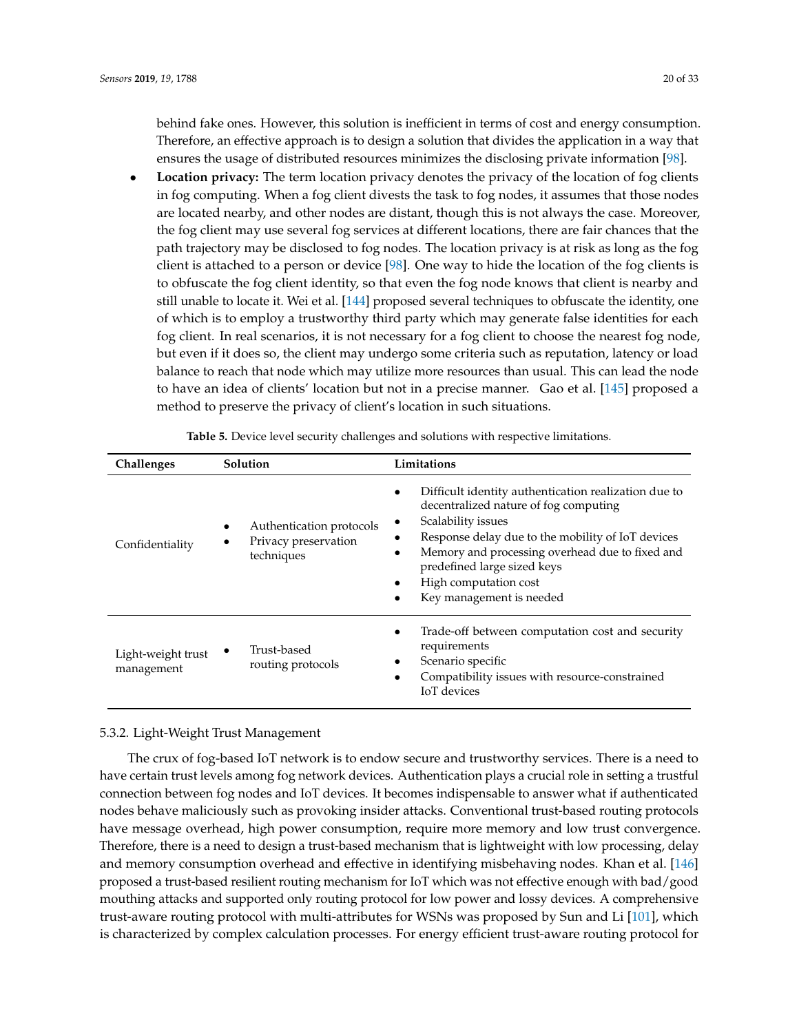behind fake ones. However, this solution is inefficient in terms of cost and energy consumption. Therefore, an effective approach is to design a solution that divides the application in a way that ensures the usage of distributed resources minimizes the disclosing private information [98].

- **Location privacy:** The term location privacy denotes the privacy of the location of fog clients in fog computing. When a fog client divests the task to fog nodes, it assumes that those nodes are located nearby, and other nodes are distant, though this is not always the case. Moreover, the fog client may use several fog services at different locations, there are fair chances that the path trajectory may be disclosed to fog nodes. The location privacy is at risk as long as the fog client is attached to a person or device [98]. One way to hide the location of the fog clients is to obfuscate the fog client identity, so that even the fog node knows that client is nearby and still unable to locate it. Wei et al. [144] proposed several techniques to obfuscate the identity, one of which is to employ a trustworthy third party which may generate false identities for each fog client. In real scenarios, it is not necessary for a fog client to choose the nearest fog node, but even if it does so, the client may undergo some criteria such as reputation, latency or load balance to reach that node which may utilize more resources than usual. This can lead the node to have an idea of clients' location but not in a precise manner. Gao et al. [145] proposed a method to preserve the privacy of client's location in such situations.

**Table 5.** Device level security challenges and solutions with respective limitations.

| Challenges | Solution | Limitations |
|---|---|---|
| Confidentiality | • Authentication protocols<br>• Privacy preservation techniques | • Difficult identity authentication realization due to decentralized nature of fog computing<br>• Scalability issues<br>• Response delay due to the mobility of IoT devices<br>• Memory and processing overhead due to fixed and predefined large sized keys<br>• High computation cost<br>• Key management is needed |
| Light-weight trust management | • Trust-based routing protocols | • Trade-off between computation cost and security requirements<br>• Scenario specific<br>• Compatibility issues with resource-constrained IoT devices |

#### 5.3.2. Light-Weight Trust Management

The crux of fog-based IoT network is to endow secure and trustworthy services. There is a need to have certain trust levels among fog network devices. Authentication plays a crucial role in setting a trustful connection between fog nodes and IoT devices. It becomes indispensable to answer what if authenticated nodes behave maliciously such as provoking insider attacks. Conventional trust-based routing protocols have message overhead, high power consumption, require more memory and low trust convergence. Therefore, there is a need to design a trust-based mechanism that is lightweight with low processing, delay and memory consumption overhead and effective in identifying misbehaving nodes. Khan et al. [146] proposed a trust-based resilient routing mechanism for IoT which was not effective enough with bad/good mouthing attacks and supported only routing protocol for low power and lossy devices. A comprehensive trust-aware routing protocol with multi-attributes for WSNs was proposed by Sun and Li [101], which is characterized by complex calculation processes. For energy efficient trust-aware routing protocol for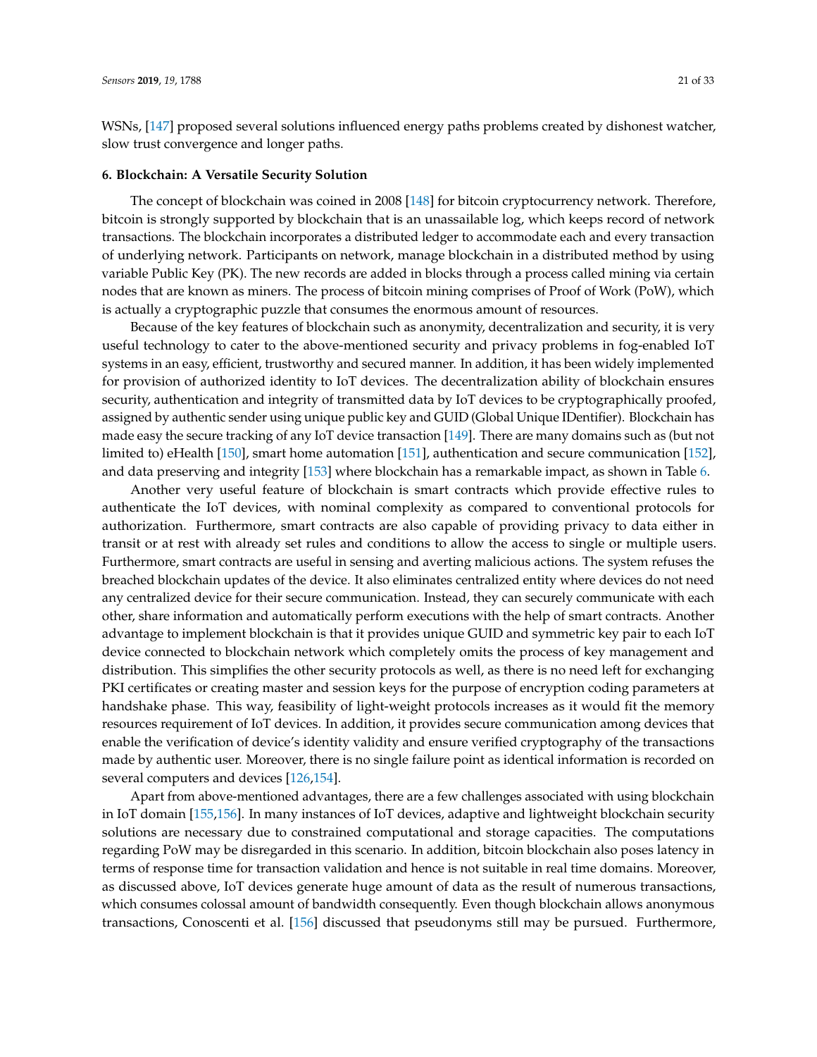WSNs, [147] proposed several solutions influenced energy paths problems created by dishonest watcher, slow trust convergence and longer paths.

### 6. Blockchain: A Versatile Security Solution

The concept of blockchain was coined in 2008 [148] for bitcoin cryptocurrency network. Therefore, bitcoin is strongly supported by blockchain that is an unassailable log, which keeps record of network transactions. The blockchain incorporates a distributed ledger to accommodate each and every transaction of underlying network. Participants on network, manage blockchain in a distributed method by using variable Public Key (PK). The new records are added in blocks through a process called mining via certain nodes that are known as miners. The process of bitcoin mining comprises of Proof of Work (PoW), which is actually a cryptographic puzzle that consumes the enormous amount of resources.

Because of the key features of blockchain such as anonymity, decentralization and security, it is very useful technology to cater to the above-mentioned security and privacy problems in fog-enabled IoT systems in an easy, efficient, trustworthy and secured manner. In addition, it has been widely implemented for provision of authorized identity to IoT devices. The decentralization ability of blockchain ensures security, authentication and integrity of transmitted data by IoT devices to be cryptographically proofed, assigned by authentic sender using unique public key and GUID (Global Unique IDentifier). Blockchain has made easy the secure tracking of any IoT device transaction [149]. There are many domains such as (but not limited to) eHealth [150], smart home automation [151], authentication and secure communication [152], and data preserving and integrity [153] where blockchain has a remarkable impact, as shown in Table 6.

Another very useful feature of blockchain is smart contracts which provide effective rules to authenticate the IoT devices, with nominal complexity as compared to conventional protocols for authorization. Furthermore, smart contracts are also capable of providing privacy to data either in transit or at rest with already set rules and conditions to allow the access to single or multiple users. Furthermore, smart contracts are useful in sensing and averting malicious actions. The system refuses the breached blockchain updates of the device. It also eliminates centralized entity where devices do not need any centralized device for their secure communication. Instead, they can securely communicate with each other, share information and automatically perform executions with the help of smart contracts. Another advantage to implement blockchain is that it provides unique GUID and symmetric key pair to each IoT device connected to blockchain network which completely omits the process of key management and distribution. This simplifies the other security protocols as well, as there is no need left for exchanging PKI certificates or creating master and session keys for the purpose of encryption coding parameters at handshake phase. This way, feasibility of light-weight protocols increases as it would fit the memory resources requirement of IoT devices. In addition, it provides secure communication among devices that enable the verification of device's identity validity and ensure verified cryptography of the transactions made by authentic user. Moreover, there is no single failure point as identical information is recorded on several computers and devices [126,154].

Apart from above-mentioned advantages, there are a few challenges associated with using blockchain in IoT domain [155,156]. In many instances of IoT devices, adaptive and lightweight blockchain security solutions are necessary due to constrained computational and storage capacities. The computations regarding PoW may be disregarded in this scenario. In addition, bitcoin blockchain also poses latency in terms of response time for transaction validation and hence is not suitable in real time domains. Moreover, as discussed above, IoT devices generate huge amount of data as the result of numerous transactions, which consumes colossal amount of bandwidth consequently. Even though blockchain allows anonymous transactions, Conoscenti et al. [156] discussed that pseudonyms still may be pursued. Furthermore,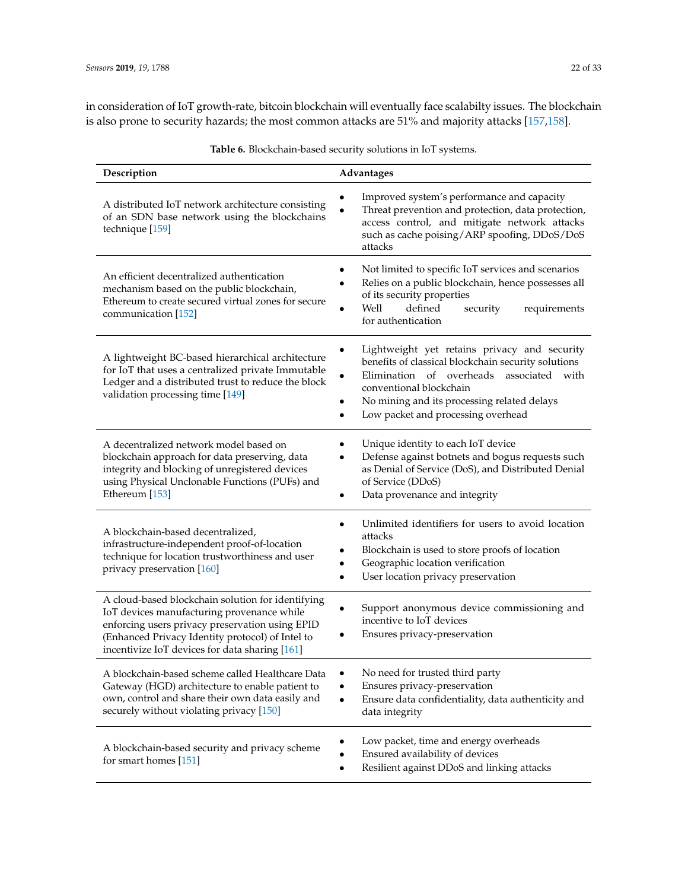in consideration of IoT growth-rate, bitcoin blockchain will eventually face scalabilty issues. The blockchain is also prone to security hazards; the most common attacks are 51% and majority attacks [157,158].

**Table 6.** Blockchain-based security solutions in IoT systems.

| Description | Advantages |
| --- | --- |
| A distributed IoT network architecture consisting of an SDN base network using the blockchains technique [159] | • Improved system's performance and capacity<br>• Threat prevention and protection, data protection, access control, and mitigate network attacks such as cache poising/ARP spoofing, DDoS/DoS attacks |
| An efficient decentralized authentication mechanism based on the public blockchain, Ethereum to create secured virtual zones for secure communication [152] | • Not limited to specific IoT services and scenarios<br>• Relies on a public blockchain, hence possesses all of its security properties<br>• Well defined security requirements for authentication |
| A lightweight BC-based hierarchical architecture for IoT that uses a centralized private Immutable Ledger and a distributed trust to reduce the block validation processing time [149] | • Lightweight yet retains privacy and security benefits of classical blockchain security solutions<br>• Elimination of overheads associated with conventional blockchain<br>• No mining and its processing related delays<br>• Low packet and processing overhead |
| A decentralized network model based on blockchain approach for data preserving, data integrity and blocking of unregistered devices using Physical Unclonable Functions (PUFs) and Ethereum [153] | • Unique identity to each IoT device<br>• Defense against botnets and bogus requests such as Denial of Service (DoS), and Distributed Denial of Service (DDoS)<br>• Data provenance and integrity |
| A blockchain-based decentralized, infrastructure-independent proof-of-location technique for location trustworthiness and user privacy preservation [160] | • Unlimited identifiers for users to avoid location attacks<br>• Blockchain is used to store proofs of location<br>• Geographic location verification<br>• User location privacy preservation |
| A cloud-based blockchain solution for identifying IoT devices manufacturing provenance while enforcing users privacy preservation using EPID (Enhanced Privacy Identity protocol) of Intel to incentivize IoT devices for data sharing [161] | • Support anonymous device commissioning and incentive to IoT devices<br>• Ensures privacy-preservation |
| A blockchain-based scheme called Healthcare Data Gateway (HGD) architecture to enable patient to own, control and share their own data easily and securely without violating privacy [150] | • No need for trusted third party<br>• Ensures privacy-preservation<br>• Ensure data confidentiality, data authenticity and data integrity |
| A blockchain-based security and privacy scheme for smart homes [151] | • Low packet, time and energy overheads<br>• Ensured availability of devices<br>• Resilient against DDoS and linking attacks |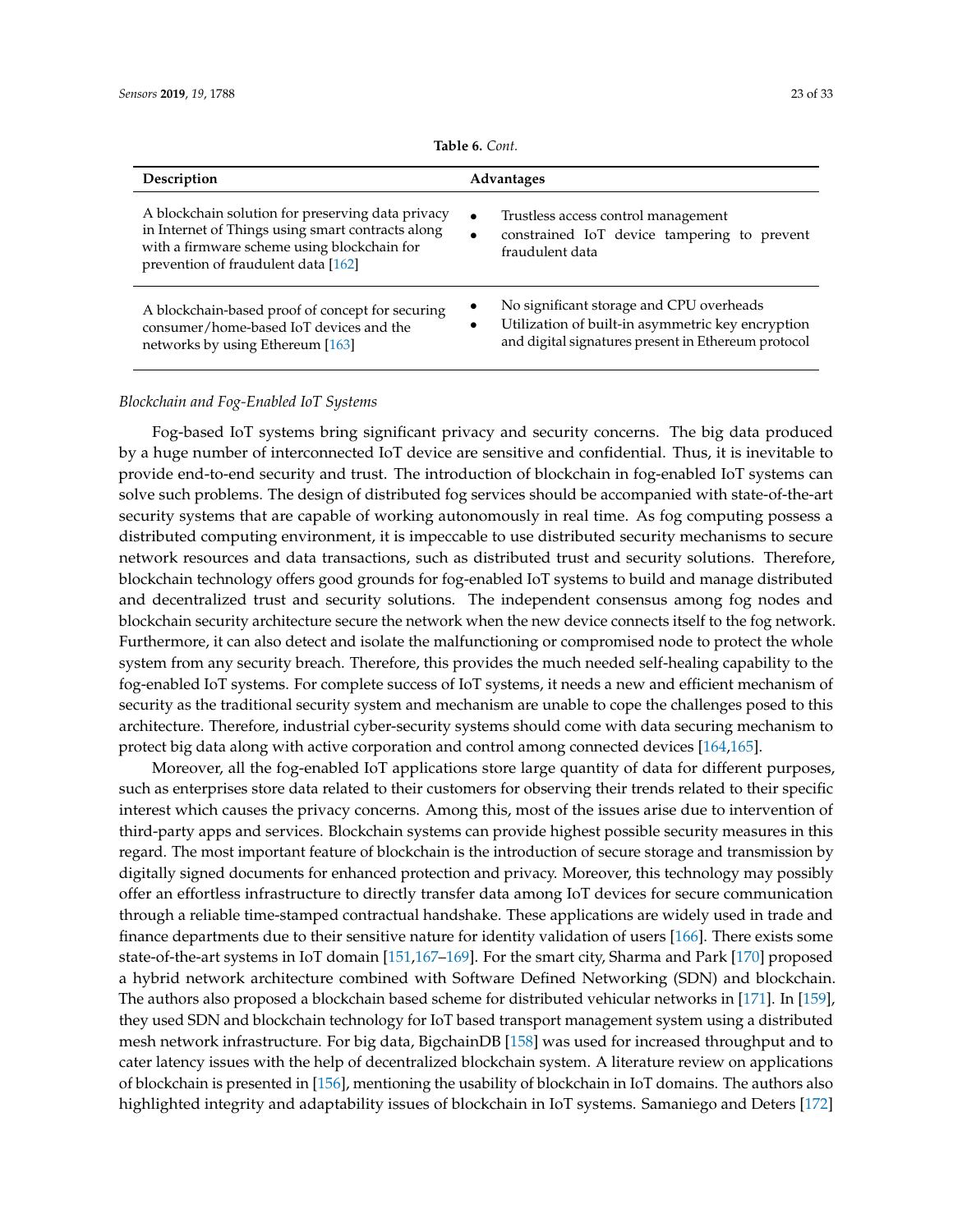**Table 6.** *Cont.*

| Description | Advantages |
|---|---|
| A blockchain solution for preserving data privacy in Internet of Things using smart contracts along with a firmware scheme using blockchain for prevention of fraudulent data [162] | • Trustless access control management<br>• constrained IoT device tampering to prevent fraudulent data |
| A blockchain-based proof of concept for securing consumer/home-based IoT devices and the networks by using Ethereum [163] | • No significant storage and CPU overheads<br>• Utilization of built-in asymmetric key encryption and digital signatures present in Ethereum protocol |

*Blockchain and Fog-Enabled IoT Systems*

Fog-based IoT systems bring significant privacy and security concerns. The big data produced by a huge number of interconnected IoT device are sensitive and confidential. Thus, it is inevitable to provide end-to-end security and trust. The introduction of blockchain in fog-enabled IoT systems can solve such problems. The design of distributed fog services should be accompanied with state-of-the-art security systems that are capable of working autonomously in real time. As fog computing possess a distributed computing environment, it is impeccable to use distributed security mechanisms to secure network resources and data transactions, such as distributed trust and security solutions. Therefore, blockchain technology offers good grounds for fog-enabled IoT systems to build and manage distributed and decentralized trust and security solutions. The independent consensus among fog nodes and blockchain security architecture secure the network when the new device connects itself to the fog network. Furthermore, it can also detect and isolate the malfunctioning or compromised node to protect the whole system from any security breach. Therefore, this provides the much needed self-healing capability to the fog-enabled IoT systems. For complete success of IoT systems, it needs a new and efficient mechanism of security as the traditional security system and mechanism are unable to cope the challenges posed to this architecture. Therefore, industrial cyber-security systems should come with data securing mechanism to protect big data along with active corporation and control among connected devices [164,165].

Moreover, all the fog-enabled IoT applications store large quantity of data for different purposes, such as enterprises store data related to their customers for observing their trends related to their specific interest which causes the privacy concerns. Among this, most of the issues arise due to intervention of third-party apps and services. Blockchain systems can provide highest possible security measures in this regard. The most important feature of blockchain is the introduction of secure storage and transmission by digitally signed documents for enhanced protection and privacy. Moreover, this technology may possibly offer an effortless infrastructure to directly transfer data among IoT devices for secure communication through a reliable time-stamped contractual handshake. These applications are widely used in trade and finance departments due to their sensitive nature for identity validation of users [166]. There exists some state-of-the-art systems in IoT domain [151,167–169]. For the smart city, Sharma and Park [170] proposed a hybrid network architecture combined with Software Defined Networking (SDN) and blockchain. The authors also proposed a blockchain based scheme for distributed vehicular networks in [171]. In [159], they used SDN and blockchain technology for IoT based transport management system using a distributed mesh network infrastructure. For big data, BigchainDB [158] was used for increased throughput and to cater latency issues with the help of decentralized blockchain system. A literature review on applications of blockchain is presented in [156], mentioning the usability of blockchain in IoT domains. The authors also highlighted integrity and adaptability issues of blockchain in IoT systems. Samaniego and Deters [172]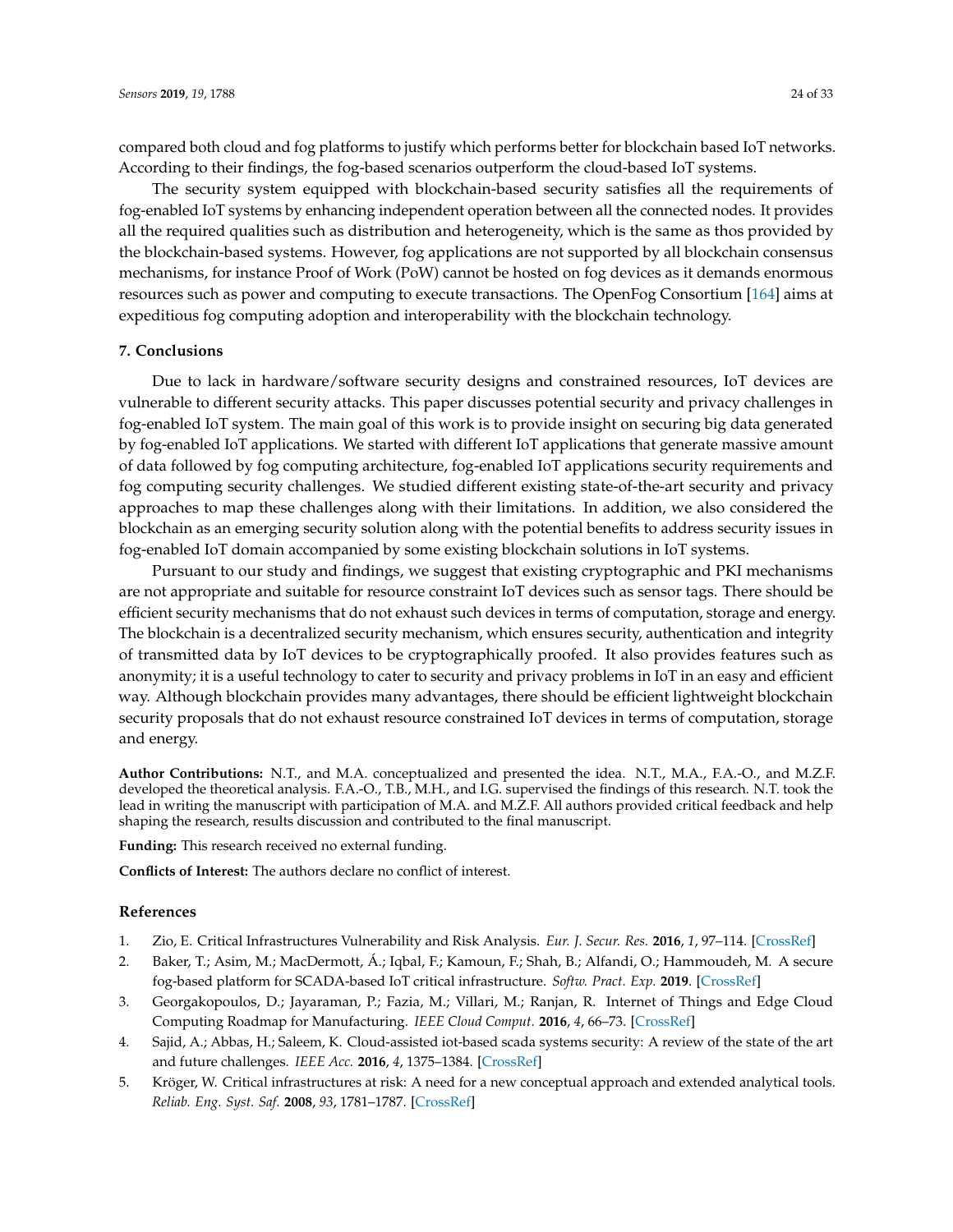compared both cloud and fog platforms to justify which performs better for blockchain based IoT networks. According to their findings, the fog-based scenarios outperform the cloud-based IoT systems.

The security system equipped with blockchain-based security satisfies all the requirements of fog-enabled IoT systems by enhancing independent operation between all the connected nodes. It provides all the required qualities such as distribution and heterogeneity, which is the same as thos provided by the blockchain-based systems. However, fog applications are not supported by all blockchain consensus mechanisms, for instance Proof of Work (PoW) cannot be hosted on fog devices as it demands enormous resources such as power and computing to execute transactions. The OpenFog Consortium [164] aims at expeditious fog computing adoption and interoperability with the blockchain technology.

## 7. Conclusions

Due to lack in hardware/software security designs and constrained resources, IoT devices are vulnerable to different security attacks. This paper discusses potential security and privacy challenges in fog-enabled IoT system. The main goal of this work is to provide insight on securing big data generated by fog-enabled IoT applications. We started with different IoT applications that generate massive amount of data followed by fog computing architecture, fog-enabled IoT applications security requirements and fog computing security challenges. We studied different existing state-of-the-art security and privacy approaches to map these challenges along with their limitations. In addition, we also considered the blockchain as an emerging security solution along with the potential benefits to address security issues in fog-enabled IoT domain accompanied by some existing blockchain solutions in IoT systems.

Pursuant to our study and findings, we suggest that existing cryptographic and PKI mechanisms are not appropriate and suitable for resource constraint IoT devices such as sensor tags. There should be efficient security mechanisms that do not exhaust such devices in terms of computation, storage and energy. The blockchain is a decentralized security mechanism, which ensures security, authentication and integrity of transmitted data by IoT devices to be cryptographically proofed. It also provides features such as anonymity; it is a useful technology to cater to security and privacy problems in IoT in an easy and efficient way. Although blockchain provides many advantages, there should be efficient lightweight blockchain security proposals that do not exhaust resource constrained IoT devices in terms of computation, storage and energy.

**Author Contributions:** N.T., and M.A. conceptualized and presented the idea. N.T., M.A., F.A.-O., and M.Z.F. developed the theoretical analysis. F.A.-O., T.B., M.H., and I.G. supervised the findings of this research. N.T. took the lead in writing the manuscript with participation of M.A. and M.Z.F. All authors provided critical feedback and help shaping the research, results discussion and contributed to the final manuscript.

**Funding:** This research received no external funding.

**Conflicts of Interest:** The authors declare no conflict of interest.

## References

1. Zio, E. Critical Infrastructures Vulnerability and Risk Analysis. *Eur. J. Secur. Res.* **2016**, *1*, 97–114. [CrossRef]
2. Baker, T.; Asim, M.; MacDermott, Á.; Iqbal, F.; Kamoun, F.; Shah, B.; Alfandi, O.; Hammoudeh, M. A secure fog-based platform for SCADA-based IoT critical infrastructure. *Softw. Pract. Exp.* **2019**. [CrossRef]
3. Georgakopoulos, D.; Jayaraman, P.; Fazia, M.; Villari, M.; Ranjan, R. Internet of Things and Edge Cloud Computing Roadmap for Manufacturing. *IEEE Cloud Comput.* **2016**, *4*, 66–73. [CrossRef]
4. Sajid, A.; Abbas, H.; Saleem, K. Cloud-assisted iot-based scada systems security: A review of the state of the art and future challenges. *IEEE Acc.* **2016**, *4*, 1375–1384. [CrossRef]
5. Kröger, W. Critical infrastructures at risk: A need for a new conceptual approach and extended analytical tools. *Reliab. Eng. Syst. Saf.* **2008**, *93*, 1781–1787. [CrossRef]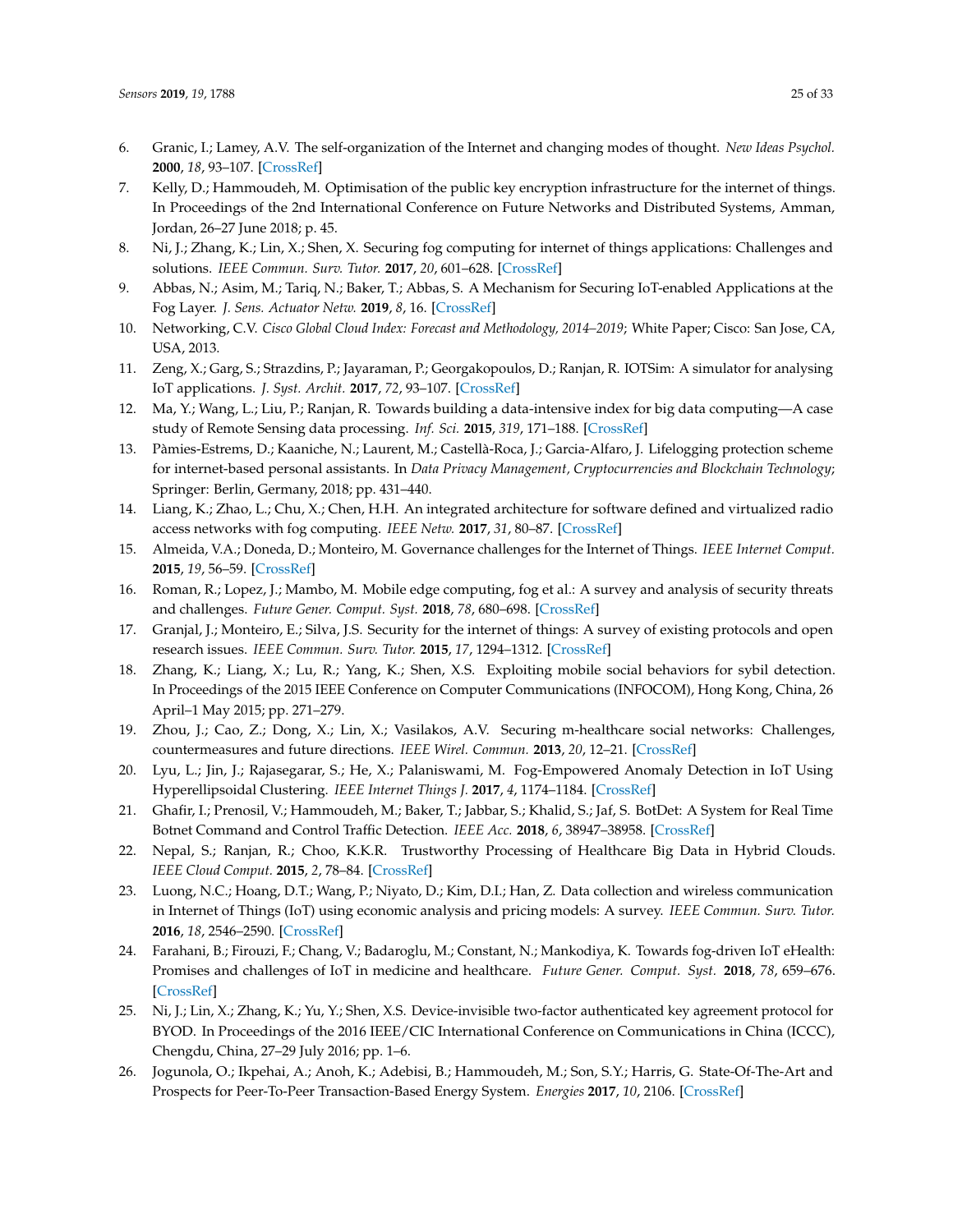6. Granic, I.; Lamey, A.V. The self-organization of the Internet and changing modes of thought. *New Ideas Psychol.* **2000**, *18*, 93–107. [CrossRef]
7. Kelly, D.; Hammoudeh, M. Optimisation of the public key encryption infrastructure for the internet of things. In Proceedings of the 2nd International Conference on Future Networks and Distributed Systems, Amman, Jordan, 26–27 June 2018; p. 45.
8. Ni, J.; Zhang, K.; Lin, X.; Shen, X. Securing fog computing for internet of things applications: Challenges and solutions. *IEEE Commun. Surv. Tutor.* **2017**, *20*, 601–628. [CrossRef]
9. Abbas, N.; Asim, M.; Tariq, N.; Baker, T.; Abbas, S. A Mechanism for Securing IoT-enabled Applications at the Fog Layer. *J. Sens. Actuator Netw.* **2019**, *8*, 16. [CrossRef]
10. Networking, C.V. *Cisco Global Cloud Index: Forecast and Methodology, 2014–2019*; White Paper; Cisco: San Jose, CA, USA, 2013.
11. Zeng, X.; Garg, S.; Strazdins, P.; Jayaraman, P.; Georgakopoulos, D.; Ranjan, R. IOTSim: A simulator for analysing IoT applications. *J. Syst. Archit.* **2017**, *72*, 93–107. [CrossRef]
12. Ma, Y.; Wang, L.; Liu, P.; Ranjan, R. Towards building a data-intensive index for big data computing—A case study of Remote Sensing data processing. *Inf. Sci.* **2015**, *319*, 171–188. [CrossRef]
13. Pàmies-Estrems, D.; Kaaniche, N.; Laurent, M.; Castellà-Roca, J.; Garcia-Alfaro, J. Lifelogging protection scheme for internet-based personal assistants. In *Data Privacy Management, Cryptocurrencies and Blockchain Technology*; Springer: Berlin, Germany, 2018; pp. 431–440.
14. Liang, K.; Zhao, L.; Chu, X.; Chen, H.H. An integrated architecture for software defined and virtualized radio access networks with fog computing. *IEEE Netw.* **2017**, *31*, 80–87. [CrossRef]
15. Almeida, V.A.; Doneda, D.; Monteiro, M. Governance challenges for the Internet of Things. *IEEE Internet Comput.* **2015**, *19*, 56–59. [CrossRef]
16. Roman, R.; Lopez, J.; Mambo, M. Mobile edge computing, fog et al.: A survey and analysis of security threats and challenges. *Future Gener. Comput. Syst.* **2018**, *78*, 680–698. [CrossRef]
17. Granjal, J.; Monteiro, E.; Silva, J.S. Security for the internet of things: A survey of existing protocols and open research issues. *IEEE Commun. Surv. Tutor.* **2015**, *17*, 1294–1312. [CrossRef]
18. Zhang, K.; Liang, X.; Lu, R.; Yang, K.; Shen, X.S. Exploiting mobile social behaviors for sybil detection. In Proceedings of the 2015 IEEE Conference on Computer Communications (INFOCOM), Hong Kong, China, 26 April–1 May 2015; pp. 271–279.
19. Zhou, J.; Cao, Z.; Dong, X.; Lin, X.; Vasilakos, A.V. Securing m-healthcare social networks: Challenges, countermeasures and future directions. *IEEE Wirel. Commun.* **2013**, *20*, 12–21. [CrossRef]
20. Lyu, L.; Jin, J.; Rajasegarar, S.; He, X.; Palaniswami, M. Fog-Empowered Anomaly Detection in IoT Using Hyperellipsoidal Clustering. *IEEE Internet Things J.* **2017**, *4*, 1174–1184. [CrossRef]
21. Ghafir, I.; Prenosil, V.; Hammoudeh, M.; Baker, T.; Jabbar, S.; Khalid, S.; Jaf, S. BotDet: A System for Real Time Botnet Command and Control Traffic Detection. *IEEE Acc.* **2018**, *6*, 38947–38958. [CrossRef]
22. Nepal, S.; Ranjan, R.; Choo, K.K.R. Trustworthy Processing of Healthcare Big Data in Hybrid Clouds. *IEEE Cloud Comput.* **2015**, *2*, 78–84. [CrossRef]
23. Luong, N.C.; Hoang, D.T.; Wang, P.; Niyato, D.; Kim, D.I.; Han, Z. Data collection and wireless communication in Internet of Things (IoT) using economic analysis and pricing models: A survey. *IEEE Commun. Surv. Tutor.* **2016**, *18*, 2546–2590. [CrossRef]
24. Farahani, B.; Firouzi, F.; Chang, V.; Badaroglu, M.; Constant, N.; Mankodiya, K. Towards fog-driven IoT eHealth: Promises and challenges of IoT in medicine and healthcare. *Future Gener. Comput. Syst.* **2018**, *78*, 659–676. [CrossRef]
25. Ni, J.; Lin, X.; Zhang, K.; Yu, Y.; Shen, X.S. Device-invisible two-factor authenticated key agreement protocol for BYOD. In Proceedings of the 2016 IEEE/CIC International Conference on Communications in China (ICCC), Chengdu, China, 27–29 July 2016; pp. 1–6.
26. Jogunola, O.; Ikpehai, A.; Anoh, K.; Adebisi, B.; Hammoudeh, M.; Son, S.Y.; Harris, G. State-Of-The-Art and Prospects for Peer-To-Peer Transaction-Based Energy System. *Energies* **2017**, *10*, 2106. [CrossRef]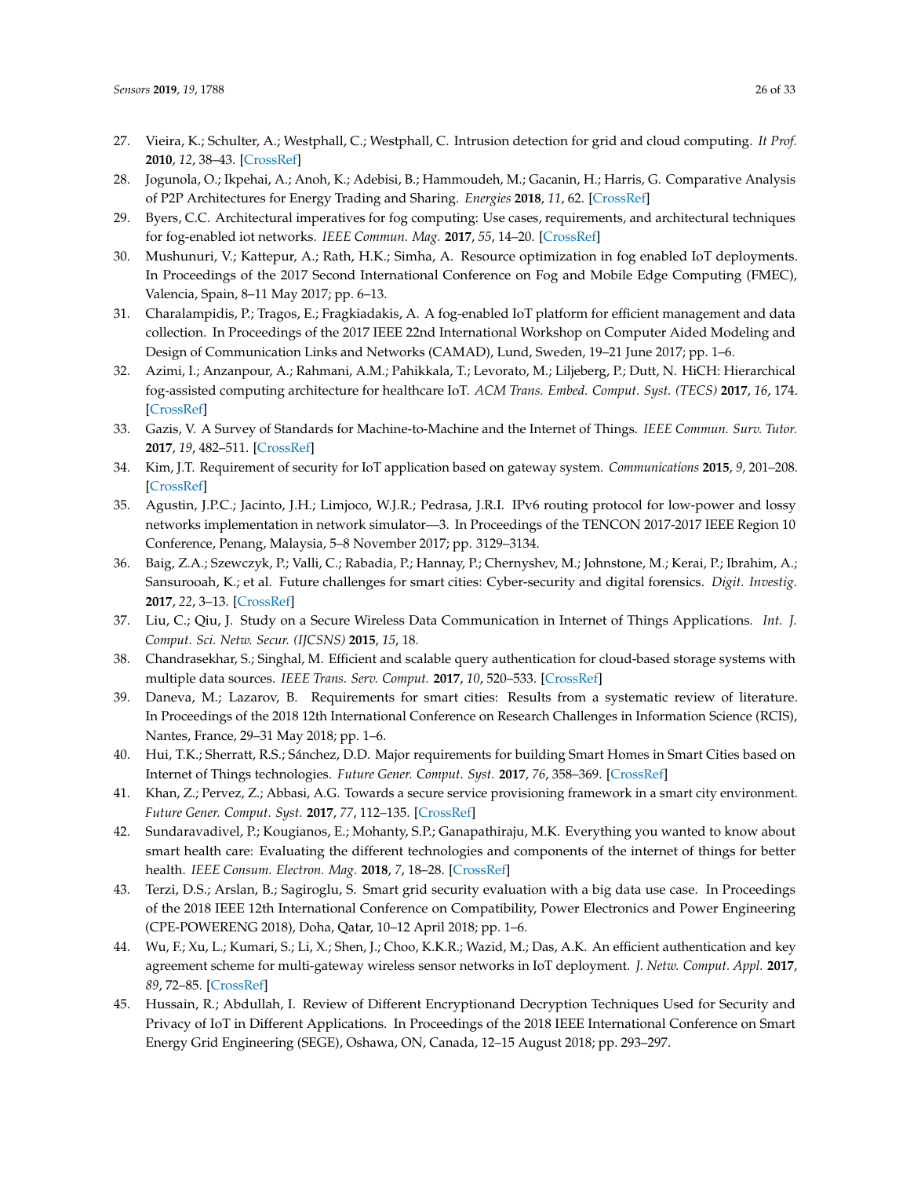27. Vieira, K.; Schulter, A.; Westphall, C.; Westphall, C. Intrusion detection for grid and cloud computing. *It Prof.* **2010**, *12*, 38–43. [CrossRef]
28. Jogunola, O.; Ikpehai, A.; Anoh, K.; Adebisi, B.; Hammoudeh, M.; Gacanin, H.; Harris, G. Comparative Analysis of P2P Architectures for Energy Trading and Sharing. *Energies* **2018**, *11*, 62. [CrossRef]
29. Byers, C.C. Architectural imperatives for fog computing: Use cases, requirements, and architectural techniques for fog-enabled iot networks. *IEEE Commun. Mag.* **2017**, *55*, 14–20. [CrossRef]
30. Mushunuri, V.; Kattepur, A.; Rath, H.K.; Simha, A. Resource optimization in fog enabled IoT deployments. In Proceedings of the 2017 Second International Conference on Fog and Mobile Edge Computing (FMEC), Valencia, Spain, 8–11 May 2017; pp. 6–13.
31. Charalampidis, P.; Tragos, E.; Fragkiadakis, A. A fog-enabled IoT platform for efficient management and data collection. In Proceedings of the 2017 IEEE 22nd International Workshop on Computer Aided Modeling and Design of Communication Links and Networks (CAMAD), Lund, Sweden, 19–21 June 2017; pp. 1–6.
32. Azimi, I.; Anzanpour, A.; Rahmani, A.M.; Pahikkala, T.; Levorato, M.; Liljeberg, P.; Dutt, N. HiCH: Hierarchical fog-assisted computing architecture for healthcare IoT. *ACM Trans. Embed. Comput. Syst. (TECS)* **2017**, *16*, 174. [CrossRef]
33. Gazis, V. A Survey of Standards for Machine-to-Machine and the Internet of Things. *IEEE Commun. Surv. Tutor.* **2017**, *19*, 482–511. [CrossRef]
34. Kim, J.T. Requirement of security for IoT application based on gateway system. *Communications* **2015**, *9*, 201–208. [CrossRef]
35. Agustin, J.P.C.; Jacinto, J.H.; Limjoco, W.J.R.; Pedrasa, J.R.I. IPv6 routing protocol for low-power and lossy networks implementation in network simulator—3. In Proceedings of the TENCON 2017-2017 IEEE Region 10 Conference, Penang, Malaysia, 5–8 November 2017; pp. 3129–3134.
36. Baig, Z.A.; Szewczyk, P.; Valli, C.; Rabadia, P.; Hannay, P.; Chernyshev, M.; Johnstone, M.; Kerai, P.; Ibrahim, A.; Sansurooah, K.; et al. Future challenges for smart cities: Cyber-security and digital forensics. *Digit. Investig.* **2017**, *22*, 3–13. [CrossRef]
37. Liu, C.; Qiu, J. Study on a Secure Wireless Data Communication in Internet of Things Applications. *Int. J. Comput. Sci. Netw. Secur. (IJCSNS)* **2015**, *15*, 18.
38. Chandrasekhar, S.; Singhal, M. Efficient and scalable query authentication for cloud-based storage systems with multiple data sources. *IEEE Trans. Serv. Comput.* **2017**, *10*, 520–533. [CrossRef]
39. Daneva, M.; Lazarov, B. Requirements for smart cities: Results from a systematic review of literature. In Proceedings of the 2018 12th International Conference on Research Challenges in Information Science (RCIS), Nantes, France, 29–31 May 2018; pp. 1–6.
40. Hui, T.K.; Sherratt, R.S.; Sánchez, D.D. Major requirements for building Smart Homes in Smart Cities based on Internet of Things technologies. *Future Gener. Comput. Syst.* **2017**, *76*, 358–369. [CrossRef]
41. Khan, Z.; Pervez, Z.; Abbasi, A.G. Towards a secure service provisioning framework in a smart city environment. *Future Gener. Comput. Syst.* **2017**, *77*, 112–135. [CrossRef]
42. Sundaravadivel, P.; Kougianos, E.; Mohanty, S.P.; Ganapathiraju, M.K. Everything you wanted to know about smart health care: Evaluating the different technologies and components of the internet of things for better health. *IEEE Consum. Electron. Mag.* **2018**, *7*, 18–28. [CrossRef]
43. Terzi, D.S.; Arslan, B.; Sagiroglu, S. Smart grid security evaluation with a big data use case. In Proceedings of the 2018 IEEE 12th International Conference on Compatibility, Power Electronics and Power Engineering (CPE-POWERENG 2018), Doha, Qatar, 10–12 April 2018; pp. 1–6.
44. Wu, F.; Xu, L.; Kumari, S.; Li, X.; Shen, J.; Choo, K.K.R.; Wazid, M.; Das, A.K. An efficient authentication and key agreement scheme for multi-gateway wireless sensor networks in IoT deployment. *J. Netw. Comput. Appl.* **2017**, *89*, 72–85. [CrossRef]
45. Hussain, R.; Abdullah, I. Review of Different Encryptionand Decryption Techniques Used for Security and Privacy of IoT in Different Applications. In Proceedings of the 2018 IEEE International Conference on Smart Energy Grid Engineering (SEGE), Oshawa, ON, Canada, 12–15 August 2018; pp. 293–297.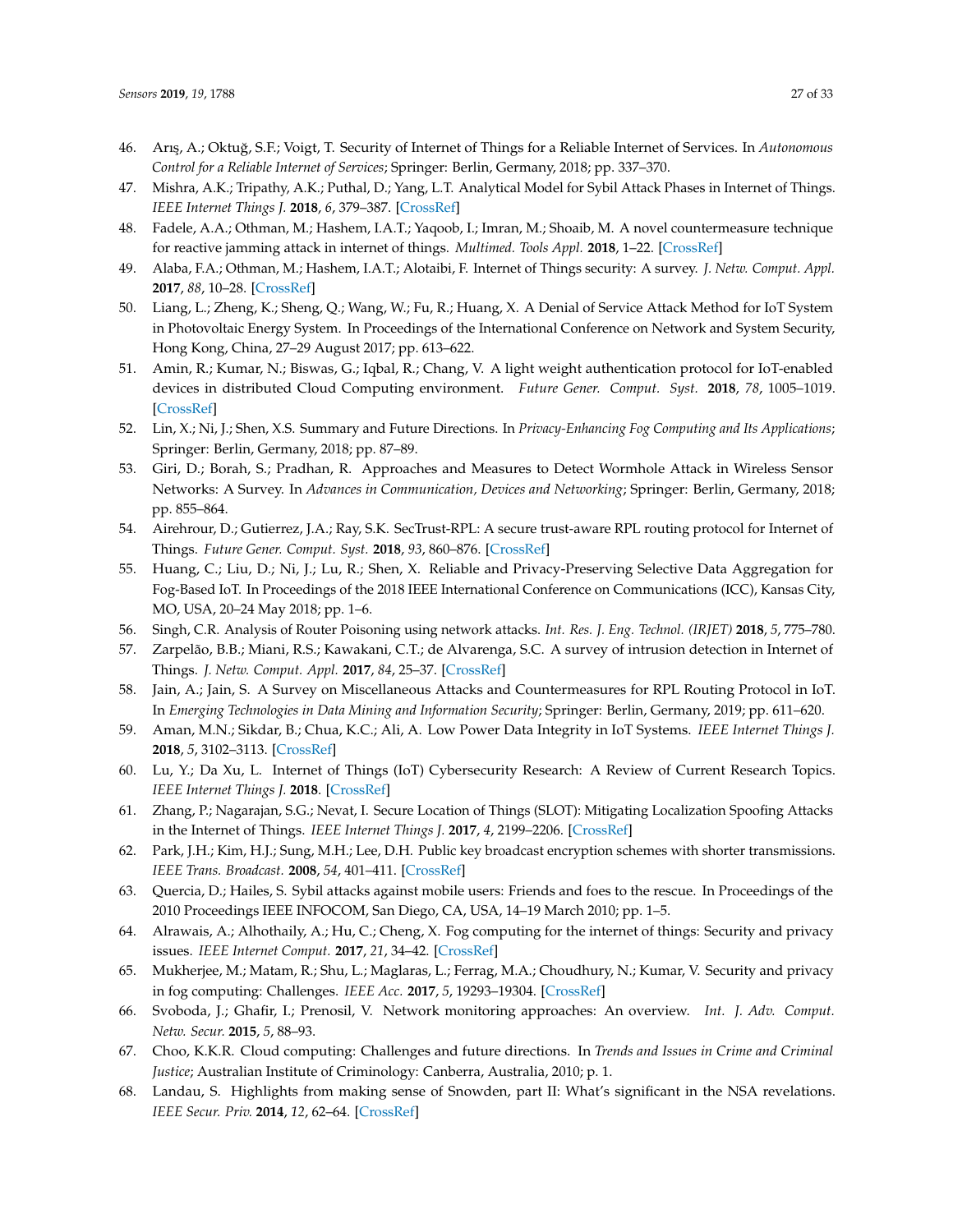46. Arış, A.; Oktuğ, S.F.; Voigt, T. Security of Internet of Things for a Reliable Internet of Services. In *Autonomous Control for a Reliable Internet of Services*; Springer: Berlin, Germany, 2018; pp. 337–370.
47. Mishra, A.K.; Tripathy, A.K.; Puthal, D.; Yang, L.T. Analytical Model for Sybil Attack Phases in Internet of Things. *IEEE Internet Things J.* **2018**, *6*, 379–387. [CrossRef]
48. Fadele, A.A.; Othman, M.; Hashem, I.A.T.; Yaqoob, I.; Imran, M.; Shoaib, M. A novel countermeasure technique for reactive jamming attack in internet of things. *Multimed. Tools Appl.* **2018**, 1–22. [CrossRef]
49. Alaba, F.A.; Othman, M.; Hashem, I.A.T.; Alotaibi, F. Internet of Things security: A survey. *J. Netw. Comput. Appl.* **2017**, *88*, 10–28. [CrossRef]
50. Liang, L.; Zheng, K.; Sheng, Q.; Wang, W.; Fu, R.; Huang, X. A Denial of Service Attack Method for IoT System in Photovoltaic Energy System. In Proceedings of the International Conference on Network and System Security, Hong Kong, China, 27–29 August 2017; pp. 613–622.
51. Amin, R.; Kumar, N.; Biswas, G.; Iqbal, R.; Chang, V. A light weight authentication protocol for IoT-enabled devices in distributed Cloud Computing environment. *Future Gener. Comput. Syst.* **2018**, *78*, 1005–1019. [CrossRef]
52. Lin, X.; Ni, J.; Shen, X.S. Summary and Future Directions. In *Privacy-Enhancing Fog Computing and Its Applications*; Springer: Berlin, Germany, 2018; pp. 87–89.
53. Giri, D.; Borah, S.; Pradhan, R. Approaches and Measures to Detect Wormhole Attack in Wireless Sensor Networks: A Survey. In *Advances in Communication, Devices and Networking*; Springer: Berlin, Germany, 2018; pp. 855–864.
54. Airehrour, D.; Gutierrez, J.A.; Ray, S.K. SecTrust-RPL: A secure trust-aware RPL routing protocol for Internet of Things. *Future Gener. Comput. Syst.* **2018**, *93*, 860–876. [CrossRef]
55. Huang, C.; Liu, D.; Ni, J.; Lu, R.; Shen, X. Reliable and Privacy-Preserving Selective Data Aggregation for Fog-Based IoT. In Proceedings of the 2018 IEEE International Conference on Communications (ICC), Kansas City, MO, USA, 20–24 May 2018; pp. 1–6.
56. Singh, C.R. Analysis of Router Poisoning using network attacks. *Int. Res. J. Eng. Technol. (IRJET)* **2018**, *5*, 775–780.
57. Zarpelão, B.B.; Miani, R.S.; Kawakani, C.T.; de Alvarenga, S.C. A survey of intrusion detection in Internet of Things. *J. Netw. Comput. Appl.* **2017**, *84*, 25–37. [CrossRef]
58. Jain, A.; Jain, S. A Survey on Miscellaneous Attacks and Countermeasures for RPL Routing Protocol in IoT. In *Emerging Technologies in Data Mining and Information Security*; Springer: Berlin, Germany, 2019; pp. 611–620.
59. Aman, M.N.; Sikdar, B.; Chua, K.C.; Ali, A. Low Power Data Integrity in IoT Systems. *IEEE Internet Things J.* **2018**, *5*, 3102–3113. [CrossRef]
60. Lu, Y.; Da Xu, L. Internet of Things (IoT) Cybersecurity Research: A Review of Current Research Topics. *IEEE Internet Things J.* **2018**. [CrossRef]
61. Zhang, P.; Nagarajan, S.G.; Nevat, I. Secure Location of Things (SLOT): Mitigating Localization Spoofing Attacks in the Internet of Things. *IEEE Internet Things J.* **2017**, *4*, 2199–2206. [CrossRef]
62. Park, J.H.; Kim, H.J.; Sung, M.H.; Lee, D.H. Public key broadcast encryption schemes with shorter transmissions. *IEEE Trans. Broadcast.* **2008**, *54*, 401–411. [CrossRef]
63. Quercia, D.; Hailes, S. Sybil attacks against mobile users: Friends and foes to the rescue. In Proceedings of the 2010 Proceedings IEEE INFOCOM, San Diego, CA, USA, 14–19 March 2010; pp. 1–5.
64. Alrawais, A.; Alhothaily, A.; Hu, C.; Cheng, X. Fog computing for the internet of things: Security and privacy issues. *IEEE Internet Comput.* **2017**, *21*, 34–42. [CrossRef]
65. Mukherjee, M.; Matam, R.; Shu, L.; Maglaras, L.; Ferrag, M.A.; Choudhury, N.; Kumar, V. Security and privacy in fog computing: Challenges. *IEEE Acc.* **2017**, *5*, 19293–19304. [CrossRef]
66. Svoboda, J.; Ghafir, I.; Prenosil, V. Network monitoring approaches: An overview. *Int. J. Adv. Comput. Netw. Secur.* **2015**, *5*, 88–93.
67. Choo, K.K.R. Cloud computing: Challenges and future directions. In *Trends and Issues in Crime and Criminal Justice*; Australian Institute of Criminology: Canberra, Australia, 2010; p. 1.
68. Landau, S. Highlights from making sense of Snowden, part II: What's significant in the NSA revelations. *IEEE Secur. Priv.* **2014**, *12*, 62–64. [CrossRef]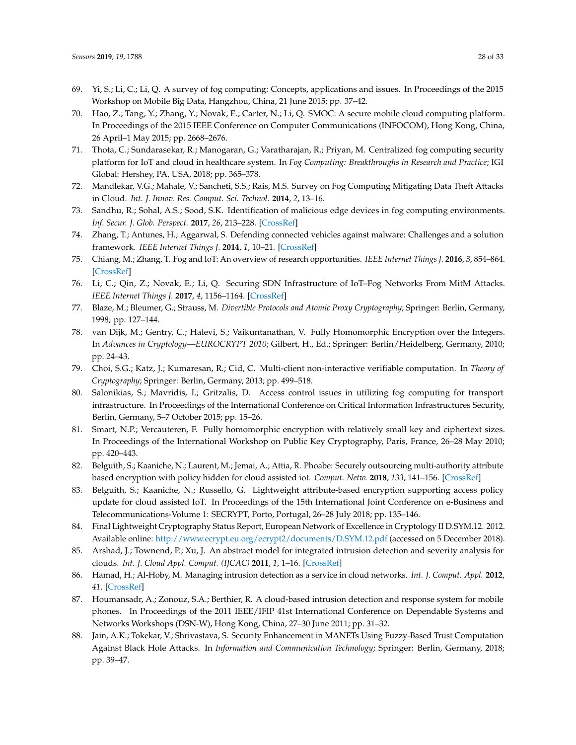69. Yi, S.; Li, C.; Li, Q. A survey of fog computing: Concepts, applications and issues. In Proceedings of the 2015 Workshop on Mobile Big Data, Hangzhou, China, 21 June 2015; pp. 37–42.
70. Hao, Z.; Tang, Y.; Zhang, Y.; Novak, E.; Carter, N.; Li, Q. SMOC: A secure mobile cloud computing platform. In Proceedings of the 2015 IEEE Conference on Computer Communications (INFOCOM), Hong Kong, China, 26 April–1 May 2015; pp. 2668–2676.
71. Thota, C.; Sundarasekar, R.; Manogaran, G.; Varatharajan, R.; Priyan, M. Centralized fog computing security platform for IoT and cloud in healthcare system. In *Fog Computing: Breakthroughs in Research and Practice*; IGI Global: Hershey, PA, USA, 2018; pp. 365–378.
72. Mandlekar, V.G.; Mahale, V.; Sancheti, S.S.; Rais, M.S. Survey on Fog Computing Mitigating Data Theft Attacks in Cloud. *Int. J. Innov. Res. Comput. Sci. Technol.* **2014**, *2*, 13–16.
73. Sandhu, R.; Sohal, A.S.; Sood, S.K. Identification of malicious edge devices in fog computing environments. *Inf. Secur. J. Glob. Perspect.* **2017**, *26*, 213–228. [CrossRef]
74. Zhang, T.; Antunes, H.; Aggarwal, S. Defending connected vehicles against malware: Challenges and a solution framework. *IEEE Internet Things J.* **2014**, *1*, 10–21. [CrossRef]
75. Chiang, M.; Zhang, T. Fog and IoT: An overview of research opportunities. *IEEE Internet Things J.* **2016**, *3*, 854–864. [CrossRef]
76. Li, C.; Qin, Z.; Novak, E.; Li, Q. Securing SDN Infrastructure of IoT–Fog Networks From MitM Attacks. *IEEE Internet Things J.* **2017**, *4*, 1156–1164. [CrossRef]
77. Blaze, M.; Bleumer, G.; Strauss, M. *Divertible Protocols and Atomic Proxy Cryptography*; Springer: Berlin, Germany, 1998; pp. 127–144.
78. van Dijk, M.; Gentry, C.; Halevi, S.; Vaikuntanathan, V. Fully Homomorphic Encryption over the Integers. In *Advances in Cryptology—EUROCRYPT 2010*; Gilbert, H., Ed.; Springer: Berlin/Heidelberg, Germany, 2010; pp. 24–43.
79. Choi, S.G.; Katz, J.; Kumaresan, R.; Cid, C. Multi-client non-interactive verifiable computation. In *Theory of Cryptography*; Springer: Berlin, Germany, 2013; pp. 499–518.
80. Salonikias, S.; Mavridis, I.; Gritzalis, D. Access control issues in utilizing fog computing for transport infrastructure. In Proceedings of the International Conference on Critical Information Infrastructures Security, Berlin, Germany, 5–7 October 2015; pp. 15–26.
81. Smart, N.P.; Vercauteren, F. Fully homomorphic encryption with relatively small key and ciphertext sizes. In Proceedings of the International Workshop on Public Key Cryptography, Paris, France, 26–28 May 2010; pp. 420–443.
82. Belguith, S.; Kaaniche, N.; Laurent, M.; Jemai, A.; Attia, R. Phoabe: Securely outsourcing multi-authority attribute based encryption with policy hidden for cloud assisted iot. *Comput. Netw.* **2018**, *133*, 141–156. [CrossRef]
83. Belguith, S.; Kaaniche, N.; Russello, G. Lightweight attribute-based encryption supporting access policy update for cloud assisted IoT. In Proceedings of the 15th International Joint Conference on e-Business and Telecommunications-Volume 1: SECRYPT, Porto, Portugal, 26–28 July 2018; pp. 135–146.
84. Final Lightweight Cryptography Status Report, European Network of Excellence in Cryptology II D.SYM.12. 2012. Available online: http://www.ecrypt.eu.org/ecrypt2/documents/D.SYM.12.pdf (accessed on 5 December 2018).
85. Arshad, J.; Townend, P.; Xu, J. An abstract model for integrated intrusion detection and severity analysis for clouds. *Int. J. Cloud Appl. Comput. (IJCAC)* **2011**, *1*, 1–16. [CrossRef]
86. Hamad, H.; Al-Hoby, M. Managing intrusion detection as a service in cloud networks. *Int. J. Comput. Appl.* **2012**, *41*. [CrossRef]
87. Houmansadr, A.; Zonouz, S.A.; Berthier, R. A cloud-based intrusion detection and response system for mobile phones. In Proceedings of the 2011 IEEE/IFIP 41st International Conference on Dependable Systems and Networks Workshops (DSN-W), Hong Kong, China, 27–30 June 2011; pp. 31–32.
88. Jain, A.K.; Tokekar, V.; Shrivastava, S. Security Enhancement in MANETs Using Fuzzy-Based Trust Computation Against Black Hole Attacks. In *Information and Communication Technology*; Springer: Berlin, Germany, 2018; pp. 39–47.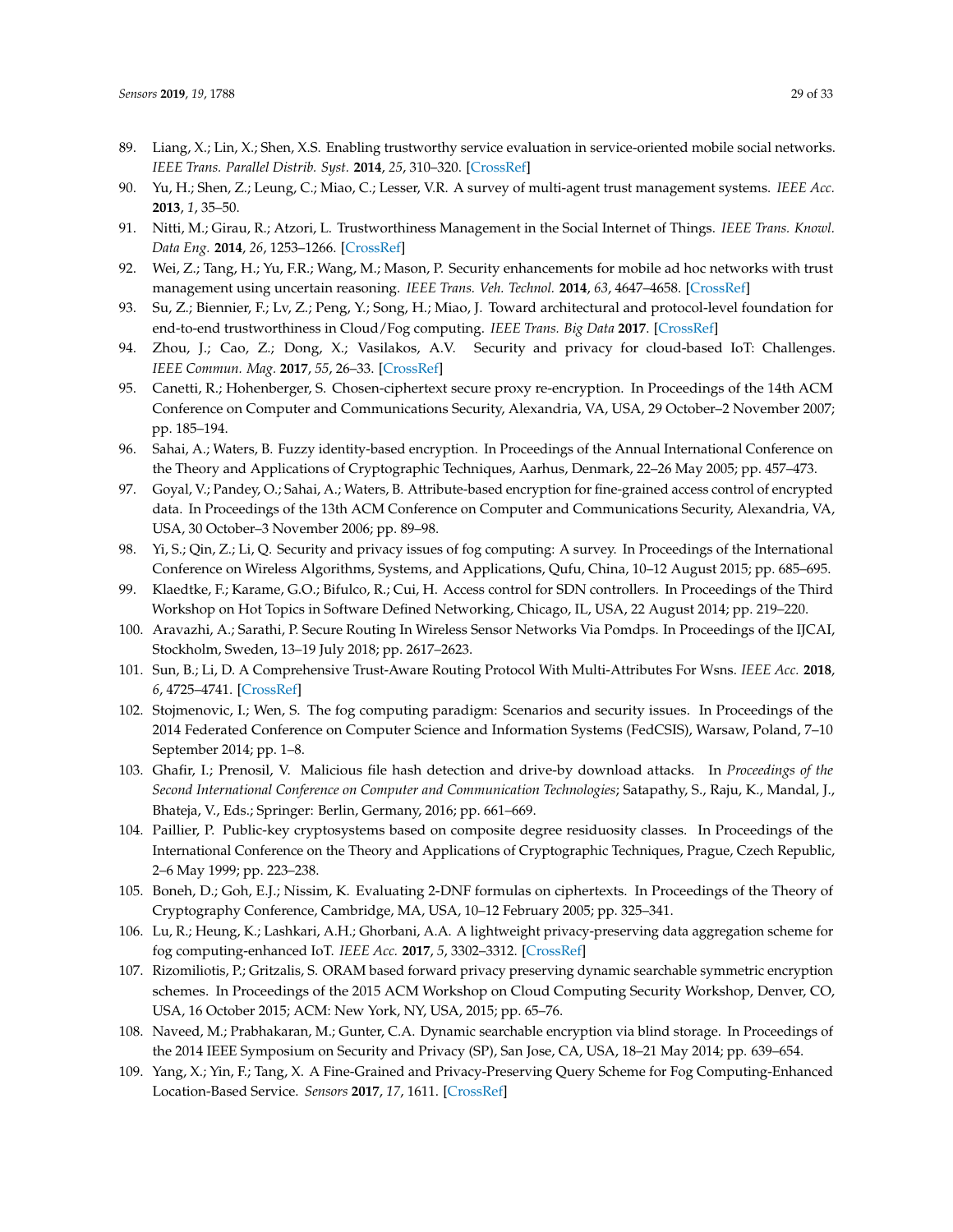89. Liang, X.; Lin, X.; Shen, X.S. Enabling trustworthy service evaluation in service-oriented mobile social networks. *IEEE Trans. Parallel Distrib. Syst.* **2014**, *25*, 310–320. [CrossRef]
90. Yu, H.; Shen, Z.; Leung, C.; Miao, C.; Lesser, V.R. A survey of multi-agent trust management systems. *IEEE Acc.* **2013**, *1*, 35–50.
91. Nitti, M.; Girau, R.; Atzori, L. Trustworthiness Management in the Social Internet of Things. *IEEE Trans. Knowl. Data Eng.* **2014**, *26*, 1253–1266. [CrossRef]
92. Wei, Z.; Tang, H.; Yu, F.R.; Wang, M.; Mason, P. Security enhancements for mobile ad hoc networks with trust management using uncertain reasoning. *IEEE Trans. Veh. Technol.* **2014**, *63*, 4647–4658. [CrossRef]
93. Su, Z.; Biennier, F.; Lv, Z.; Peng, Y.; Song, H.; Miao, J. Toward architectural and protocol-level foundation for end-to-end trustworthiness in Cloud/Fog computing. *IEEE Trans. Big Data* **2017**. [CrossRef]
94. Zhou, J.; Cao, Z.; Dong, X.; Vasilakos, A.V. Security and privacy for cloud-based IoT: Challenges. *IEEE Commun. Mag.* **2017**, *55*, 26–33. [CrossRef]
95. Canetti, R.; Hohenberger, S. Chosen-ciphertext secure proxy re-encryption. In Proceedings of the 14th ACM Conference on Computer and Communications Security, Alexandria, VA, USA, 29 October–2 November 2007; pp. 185–194.
96. Sahai, A.; Waters, B. Fuzzy identity-based encryption. In Proceedings of the Annual International Conference on the Theory and Applications of Cryptographic Techniques, Aarhus, Denmark, 22–26 May 2005; pp. 457–473.
97. Goyal, V.; Pandey, O.; Sahai, A.; Waters, B. Attribute-based encryption for fine-grained access control of encrypted data. In Proceedings of the 13th ACM Conference on Computer and Communications Security, Alexandria, VA, USA, 30 October–3 November 2006; pp. 89–98.
98. Yi, S.; Qin, Z.; Li, Q. Security and privacy issues of fog computing: A survey. In Proceedings of the International Conference on Wireless Algorithms, Systems, and Applications, Qufu, China, 10–12 August 2015; pp. 685–695.
99. Klaedtke, F.; Karame, G.O.; Bifulco, R.; Cui, H. Access control for SDN controllers. In Proceedings of the Third Workshop on Hot Topics in Software Defined Networking, Chicago, IL, USA, 22 August 2014; pp. 219–220.
100. Aravazhi, A.; Sarathi, P. Secure Routing In Wireless Sensor Networks Via Pomdps. In Proceedings of the IJCAI, Stockholm, Sweden, 13–19 July 2018; pp. 2617–2623.
101. Sun, B.; Li, D. A Comprehensive Trust-Aware Routing Protocol With Multi-Attributes For Wsns. *IEEE Acc.* **2018**, *6*, 4725–4741. [CrossRef]
102. Stojmenovic, I.; Wen, S. The fog computing paradigm: Scenarios and security issues. In Proceedings of the 2014 Federated Conference on Computer Science and Information Systems (FedCSIS), Warsaw, Poland, 7–10 September 2014; pp. 1–8.
103. Ghafir, I.; Prenosil, V. Malicious file hash detection and drive-by download attacks. In *Proceedings of the Second International Conference on Computer and Communication Technologies*; Satapathy, S., Raju, K., Mandal, J., Bhateja, V., Eds.; Springer: Berlin, Germany, 2016; pp. 661–669.
104. Paillier, P. Public-key cryptosystems based on composite degree residuosity classes. In Proceedings of the International Conference on the Theory and Applications of Cryptographic Techniques, Prague, Czech Republic, 2–6 May 1999; pp. 223–238.
105. Boneh, D.; Goh, E.J.; Nissim, K. Evaluating 2-DNF formulas on ciphertexts. In Proceedings of the Theory of Cryptography Conference, Cambridge, MA, USA, 10–12 February 2005; pp. 325–341.
106. Lu, R.; Heung, K.; Lashkari, A.H.; Ghorbani, A.A. A lightweight privacy-preserving data aggregation scheme for fog computing-enhanced IoT. *IEEE Acc.* **2017**, *5*, 3302–3312. [CrossRef]
107. Rizomiliotis, P.; Gritzalis, S. ORAM based forward privacy preserving dynamic searchable symmetric encryption schemes. In Proceedings of the 2015 ACM Workshop on Cloud Computing Security Workshop, Denver, CO, USA, 16 October 2015; ACM: New York, NY, USA, 2015; pp. 65–76.
108. Naveed, M.; Prabhakaran, M.; Gunter, C.A. Dynamic searchable encryption via blind storage. In Proceedings of the 2014 IEEE Symposium on Security and Privacy (SP), San Jose, CA, USA, 18–21 May 2014; pp. 639–654.
109. Yang, X.; Yin, F.; Tang, X. A Fine-Grained and Privacy-Preserving Query Scheme for Fog Computing-Enhanced Location-Based Service. *Sensors* **2017**, *17*, 1611. [CrossRef]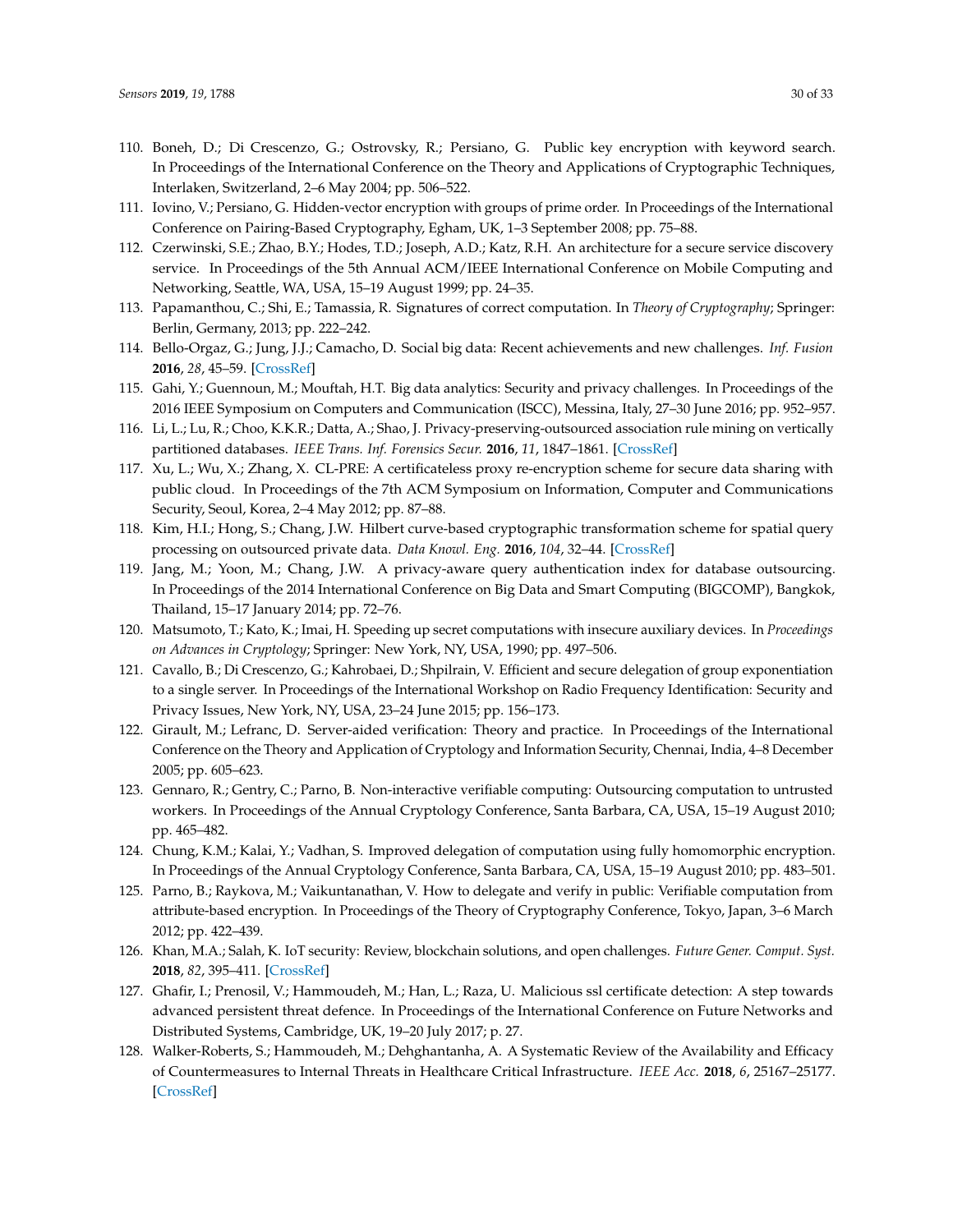110. Boneh, D.; Di Crescenzo, G.; Ostrovsky, R.; Persiano, G. Public key encryption with keyword search. In Proceedings of the International Conference on the Theory and Applications of Cryptographic Techniques, Interlaken, Switzerland, 2–6 May 2004; pp. 506–522.
111. Iovino, V.; Persiano, G. Hidden-vector encryption with groups of prime order. In Proceedings of the International Conference on Pairing-Based Cryptography, Egham, UK, 1–3 September 2008; pp. 75–88.
112. Czerwinski, S.E.; Zhao, B.Y.; Hodes, T.D.; Joseph, A.D.; Katz, R.H. An architecture for a secure service discovery service. In Proceedings of the 5th Annual ACM/IEEE International Conference on Mobile Computing and Networking, Seattle, WA, USA, 15–19 August 1999; pp. 24–35.
113. Papamanthou, C.; Shi, E.; Tamassia, R. Signatures of correct computation. In *Theory of Cryptography*; Springer: Berlin, Germany, 2013; pp. 222–242.
114. Bello-Orgaz, G.; Jung, J.J.; Camacho, D. Social big data: Recent achievements and new challenges. *Inf. Fusion* **2016**, *28*, 45–59. [CrossRef]
115. Gahi, Y.; Guennoun, M.; Mouftah, H.T. Big data analytics: Security and privacy challenges. In Proceedings of the 2016 IEEE Symposium on Computers and Communication (ISCC), Messina, Italy, 27–30 June 2016; pp. 952–957.
116. Li, L.; Lu, R.; Choo, K.K.R.; Datta, A.; Shao, J. Privacy-preserving-outsourced association rule mining on vertically partitioned databases. *IEEE Trans. Inf. Forensics Secur.* **2016**, *11*, 1847–1861. [CrossRef]
117. Xu, L.; Wu, X.; Zhang, X. CL-PRE: A certificateless proxy re-encryption scheme for secure data sharing with public cloud. In Proceedings of the 7th ACM Symposium on Information, Computer and Communications Security, Seoul, Korea, 2–4 May 2012; pp. 87–88.
118. Kim, H.I.; Hong, S.; Chang, J.W. Hilbert curve-based cryptographic transformation scheme for spatial query processing on outsourced private data. *Data Knowl. Eng.* **2016**, *104*, 32–44. [CrossRef]
119. Jang, M.; Yoon, M.; Chang, J.W. A privacy-aware query authentication index for database outsourcing. In Proceedings of the 2014 International Conference on Big Data and Smart Computing (BIGCOMP), Bangkok, Thailand, 15–17 January 2014; pp. 72–76.
120. Matsumoto, T.; Kato, K.; Imai, H. Speeding up secret computations with insecure auxiliary devices. In *Proceedings on Advances in Cryptology*; Springer: New York, NY, USA, 1990; pp. 497–506.
121. Cavallo, B.; Di Crescenzo, G.; Kahrobaei, D.; Shpilrain, V. Efficient and secure delegation of group exponentiation to a single server. In Proceedings of the International Workshop on Radio Frequency Identification: Security and Privacy Issues, New York, NY, USA, 23–24 June 2015; pp. 156–173.
122. Girault, M.; Lefranc, D. Server-aided verification: Theory and practice. In Proceedings of the International Conference on the Theory and Application of Cryptology and Information Security, Chennai, India, 4–8 December 2005; pp. 605–623.
123. Gennaro, R.; Gentry, C.; Parno, B. Non-interactive verifiable computing: Outsourcing computation to untrusted workers. In Proceedings of the Annual Cryptology Conference, Santa Barbara, CA, USA, 15–19 August 2010; pp. 465–482.
124. Chung, K.M.; Kalai, Y.; Vadhan, S. Improved delegation of computation using fully homomorphic encryption. In Proceedings of the Annual Cryptology Conference, Santa Barbara, CA, USA, 15–19 August 2010; pp. 483–501.
125. Parno, B.; Raykova, M.; Vaikuntanathan, V. How to delegate and verify in public: Verifiable computation from attribute-based encryption. In Proceedings of the Theory of Cryptography Conference, Tokyo, Japan, 3–6 March 2012; pp. 422–439.
126. Khan, M.A.; Salah, K. IoT security: Review, blockchain solutions, and open challenges. *Future Gener. Comput. Syst.* **2018**, *82*, 395–411. [CrossRef]
127. Ghafir, I.; Prenosil, V.; Hammoudeh, M.; Han, L.; Raza, U. Malicious ssl certificate detection: A step towards advanced persistent threat defence. In Proceedings of the International Conference on Future Networks and Distributed Systems, Cambridge, UK, 19–20 July 2017; p. 27.
128. Walker-Roberts, S.; Hammoudeh, M.; Dehghantanha, A. A Systematic Review of the Availability and Efficacy of Countermeasures to Internal Threats in Healthcare Critical Infrastructure. *IEEE Acc.* **2018**, *6*, 25167–25177. [CrossRef]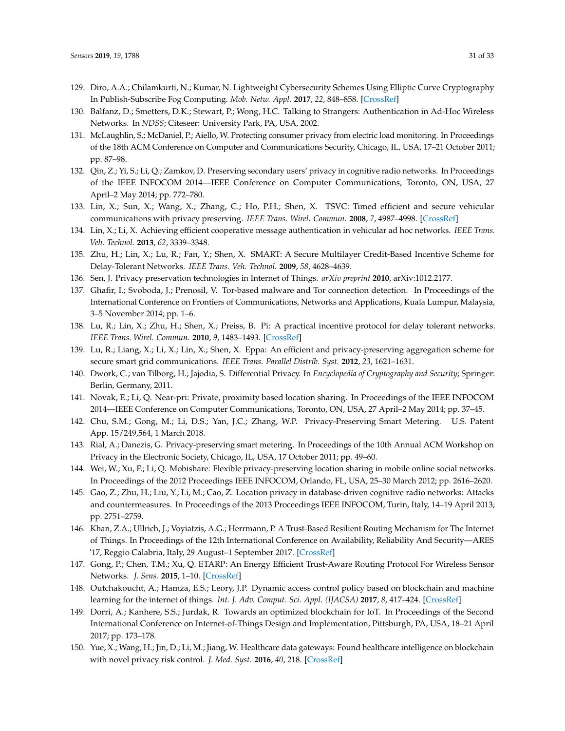129. Diro, A.A.; Chilamkurti, N.; Kumar, N. Lightweight Cybersecurity Schemes Using Elliptic Curve Cryptography In Publish-Subscribe Fog Computing. *Mob. Netw. Appl.* **2017**, *22*, 848–858. [CrossRef]
130. Balfanz, D.; Smetters, D.K.; Stewart, P.; Wong, H.C. Talking to Strangers: Authentication in Ad-Hoc Wireless Networks. In *NDSS*; Citeseer: University Park, PA, USA, 2002.
131. McLaughlin, S.; McDaniel, P.; Aiello, W. Protecting consumer privacy from electric load monitoring. In Proceedings of the 18th ACM Conference on Computer and Communications Security, Chicago, IL, USA, 17–21 October 2011; pp. 87–98.
132. Qin, Z.; Yi, S.; Li, Q.; Zamkov, D. Preserving secondary users' privacy in cognitive radio networks. In Proceedings of the IEEE INFOCOM 2014—IEEE Conference on Computer Communications, Toronto, ON, USA, 27 April–2 May 2014; pp. 772–780.
133. Lin, X.; Sun, X.; Wang, X.; Zhang, C.; Ho, P.H.; Shen, X. TSVC: Timed efficient and secure vehicular communications with privacy preserving. *IEEE Trans. Wirel. Commun.* **2008**, *7*, 4987–4998. [CrossRef]
134. Lin, X.; Li, X. Achieving efficient cooperative message authentication in vehicular ad hoc networks. *IEEE Trans. Veh. Technol.* **2013**, *62*, 3339–3348.
135. Zhu, H.; Lin, X.; Lu, R.; Fan, Y.; Shen, X. SMART: A Secure Multilayer Credit-Based Incentive Scheme for Delay-Tolerant Networks. *IEEE Trans. Veh. Technol.* **2009**, *58*, 4628–4639.
136. Sen, J. Privacy preservation technologies in Internet of Things. *arXiv preprint* **2010**, arXiv:1012.2177.
137. Ghafir, I.; Svoboda, J.; Prenosil, V. Tor-based malware and Tor connection detection. In Proceedings of the International Conference on Frontiers of Communications, Networks and Applications, Kuala Lumpur, Malaysia, 3–5 November 2014; pp. 1–6.
138. Lu, R.; Lin, X.; Zhu, H.; Shen, X.; Preiss, B. Pi: A practical incentive protocol for delay tolerant networks. *IEEE Trans. Wirel. Commun.* **2010**, *9*, 1483–1493. [CrossRef]
139. Lu, R.; Liang, X.; Li, X.; Lin, X.; Shen, X. Eppa: An efficient and privacy-preserving aggregation scheme for secure smart grid communications. *IEEE Trans. Parallel Distrib. Syst.* **2012**, *23*, 1621–1631.
140. Dwork, C.; van Tilborg, H.; Jajodia, S. Differential Privacy. In *Encyclopedia of Cryptography and Security*; Springer: Berlin, Germany, 2011.
141. Novak, E.; Li, Q. Near-pri: Private, proximity based location sharing. In Proceedings of the IEEE INFOCOM 2014—IEEE Conference on Computer Communications, Toronto, ON, USA, 27 April–2 May 2014; pp. 37–45.
142. Chu, S.M.; Gong, M.; Li, D.S.; Yan, J.C.; Zhang, W.P. Privacy-Preserving Smart Metering. U.S. Patent App. 15/249,564, 1 March 2018.
143. Rial, A.; Danezis, G. Privacy-preserving smart metering. In Proceedings of the 10th Annual ACM Workshop on Privacy in the Electronic Society, Chicago, IL, USA, 17 October 2011; pp. 49–60.
144. Wei, W.; Xu, F.; Li, Q. Mobishare: Flexible privacy-preserving location sharing in mobile online social networks. In Proceedings of the 2012 Proceedings IEEE INFOCOM, Orlando, FL, USA, 25–30 March 2012; pp. 2616–2620.
145. Gao, Z.; Zhu, H.; Liu, Y.; Li, M.; Cao, Z. Location privacy in database-driven cognitive radio networks: Attacks and countermeasures. In Proceedings of the 2013 Proceedings IEEE INFOCOM, Turin, Italy, 14–19 April 2013; pp. 2751–2759.
146. Khan, Z.A.; Ullrich, J.; Voyiatzis, A.G.; Herrmann, P. A Trust-Based Resilient Routing Mechanism for The Internet of Things. In Proceedings of the 12th International Conference on Availability, Reliability And Security—ARES '17, Reggio Calabria, Italy, 29 August–1 September 2017. [CrossRef]
147. Gong, P.; Chen, T.M.; Xu, Q. ETARP: An Energy Efficient Trust-Aware Routing Protocol For Wireless Sensor Networks. *J. Sens.* **2015**, 1–10. [CrossRef]
148. Outchakoucht, A.; Hamza, E.S.; Leory, J.P. Dynamic access control policy based on blockchain and machine learning for the internet of things. *Int. J. Adv. Comput. Sci. Appl. (IJACSA)* **2017**, *8*, 417–424. [CrossRef]
149. Dorri, A.; Kanhere, S.S.; Jurdak, R. Towards an optimized blockchain for IoT. In Proceedings of the Second International Conference on Internet-of-Things Design and Implementation, Pittsburgh, PA, USA, 18–21 April 2017; pp. 173–178.
150. Yue, X.; Wang, H.; Jin, D.; Li, M.; Jiang, W. Healthcare data gateways: Found healthcare intelligence on blockchain with novel privacy risk control. *J. Med. Syst.* **2016**, *40*, 218. [CrossRef]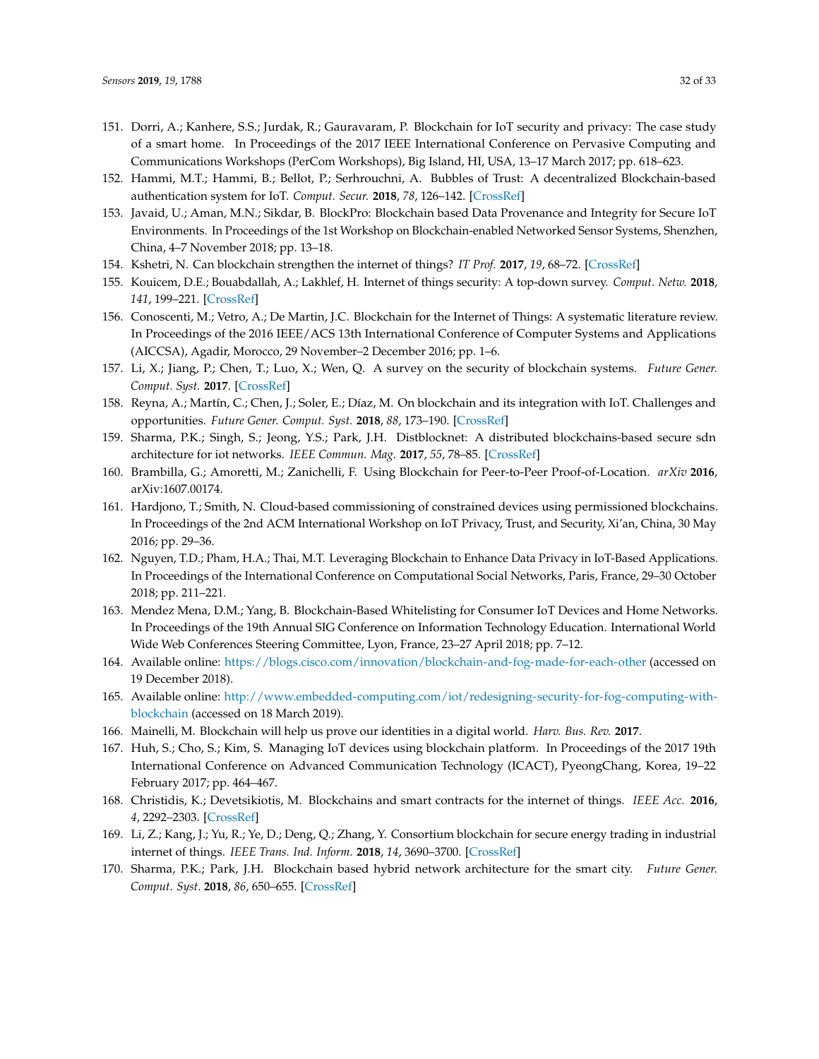151. Dorri, A.; Kanhere, S.S.; Jurdak, R.; Gauravaram, P. Blockchain for IoT security and privacy: The case study of a smart home. In Proceedings of the 2017 IEEE International Conference on Pervasive Computing and Communications Workshops (PerCom Workshops), Big Island, HI, USA, 13–17 March 2017; pp. 618–623.
152. Hammi, M.T.; Hammi, B.; Bellot, P.; Serhrouchni, A. Bubbles of Trust: A decentralized Blockchain-based authentication system for IoT. *Comput. Secur.* **2018**, *78*, 126–142. [CrossRef]
153. Javaid, U.; Aman, M.N.; Sikdar, B. BlockPro: Blockchain based Data Provenance and Integrity for Secure IoT Environments. In Proceedings of the 1st Workshop on Blockchain-enabled Networked Sensor Systems, Shenzhen, China, 4–7 November 2018; pp. 13–18.
154. Kshetri, N. Can blockchain strengthen the internet of things? *IT Prof.* **2017**, *19*, 68–72. [CrossRef]
155. Kouicem, D.E.; Bouabdallah, A.; Lakhlef, H. Internet of things security: A top-down survey. *Comput. Netw.* **2018**, *141*, 199–221. [CrossRef]
156. Conoscenti, M.; Vetro, A.; De Martin, J.C. Blockchain for the Internet of Things: A systematic literature review. In Proceedings of the 2016 IEEE/ACS 13th International Conference of Computer Systems and Applications (AICCSA), Agadir, Morocco, 29 November–2 December 2016; pp. 1–6.
157. Li, X.; Jiang, P.; Chen, T.; Luo, X.; Wen, Q. A survey on the security of blockchain systems. *Future Gener. Comput. Syst.* **2017**. [CrossRef]
158. Reyna, A.; Martín, C.; Chen, J.; Soler, E.; Díaz, M. On blockchain and its integration with IoT. Challenges and opportunities. *Future Gener. Comput. Syst.* **2018**, *88*, 173–190. [CrossRef]
159. Sharma, P.K.; Singh, S.; Jeong, Y.S.; Park, J.H. Distblocknet: A distributed blockchains-based secure sdn architecture for iot networks. *IEEE Commun. Mag.* **2017**, *55*, 78–85. [CrossRef]
160. Brambilla, G.; Amoretti, M.; Zanichelli, F. Using Blockchain for Peer-to-Peer Proof-of-Location. *arXiv* **2016**, arXiv:1607.00174.
161. Hardjono, T.; Smith, N. Cloud-based commissioning of constrained devices using permissioned blockchains. In Proceedings of the 2nd ACM International Workshop on IoT Privacy, Trust, and Security, Xi'an, China, 30 May 2016; pp. 29–36.
162. Nguyen, T.D.; Pham, H.A.; Thai, M.T. Leveraging Blockchain to Enhance Data Privacy in IoT-Based Applications. In Proceedings of the International Conference on Computational Social Networks, Paris, France, 29–30 October 2018; pp. 211–221.
163. Mendez Mena, D.M.; Yang, B. Blockchain-Based Whitelisting for Consumer IoT Devices and Home Networks. In Proceedings of the 19th Annual SIG Conference on Information Technology Education. International World Wide Web Conferences Steering Committee, Lyon, France, 23–27 April 2018; pp. 7–12.
164. Available online: https://blogs.cisco.com/innovation/blockchain-and-fog-made-for-each-other (accessed on 19 December 2018).
165. Available online: http://www.embedded-computing.com/iot/redesigning-security-for-fog-computing-with-blockchain (accessed on 18 March 2019).
166. Mainelli, M. Blockchain will help us prove our identities in a digital world. *Harv. Bus. Rev.* **2017**.
167. Huh, S.; Cho, S.; Kim, S. Managing IoT devices using blockchain platform. In Proceedings of the 2017 19th International Conference on Advanced Communication Technology (ICACT), PyeongChang, Korea, 19–22 February 2017; pp. 464–467.
168. Christidis, K.; Devetsikiotis, M. Blockchains and smart contracts for the internet of things. *IEEE Acc.* **2016**, *4*, 2292–2303. [CrossRef]
169. Li, Z.; Kang, J.; Yu, R.; Ye, D.; Deng, Q.; Zhang, Y. Consortium blockchain for secure energy trading in industrial internet of things. *IEEE Trans. Ind. Inform.* **2018**, *14*, 3690–3700. [CrossRef]
170. Sharma, P.K.; Park, J.H. Blockchain based hybrid network architecture for the smart city. *Future Gener. Comput. Syst.* **2018**, *86*, 650–655. [CrossRef]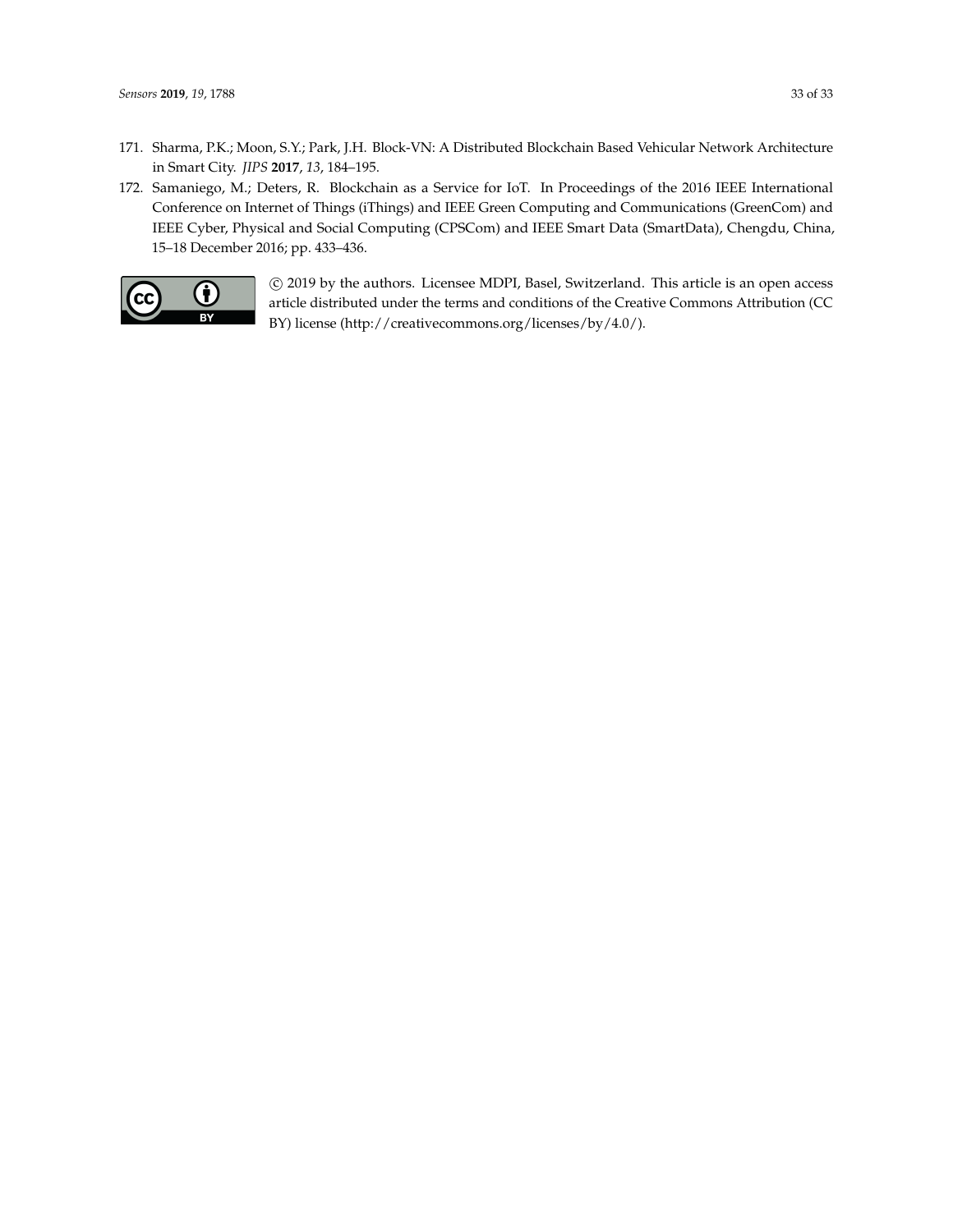171. Sharma, P.K.; Moon, S.Y.; Park, J.H. Block-VN: A Distributed Blockchain Based Vehicular Network Architecture in Smart City. *JIPS* **2017**, *13*, 184–195.
172. Samaniego, M.; Deters, R. Blockchain as a Service for IoT. In Proceedings of the 2016 IEEE International Conference on Internet of Things (iThings) and IEEE Green Computing and Communications (GreenCom) and IEEE Cyber, Physical and Social Computing (CPSCom) and IEEE Smart Data (SmartData), Chengdu, China, 15–18 December 2016; pp. 433–436.

© 2019 by the authors. Licensee MDPI, Basel, Switzerland. This article is an open access article distributed under the terms and conditions of the Creative Commons Attribution (CC BY) license (http://creativecommons.org/licenses/by/4.0/).